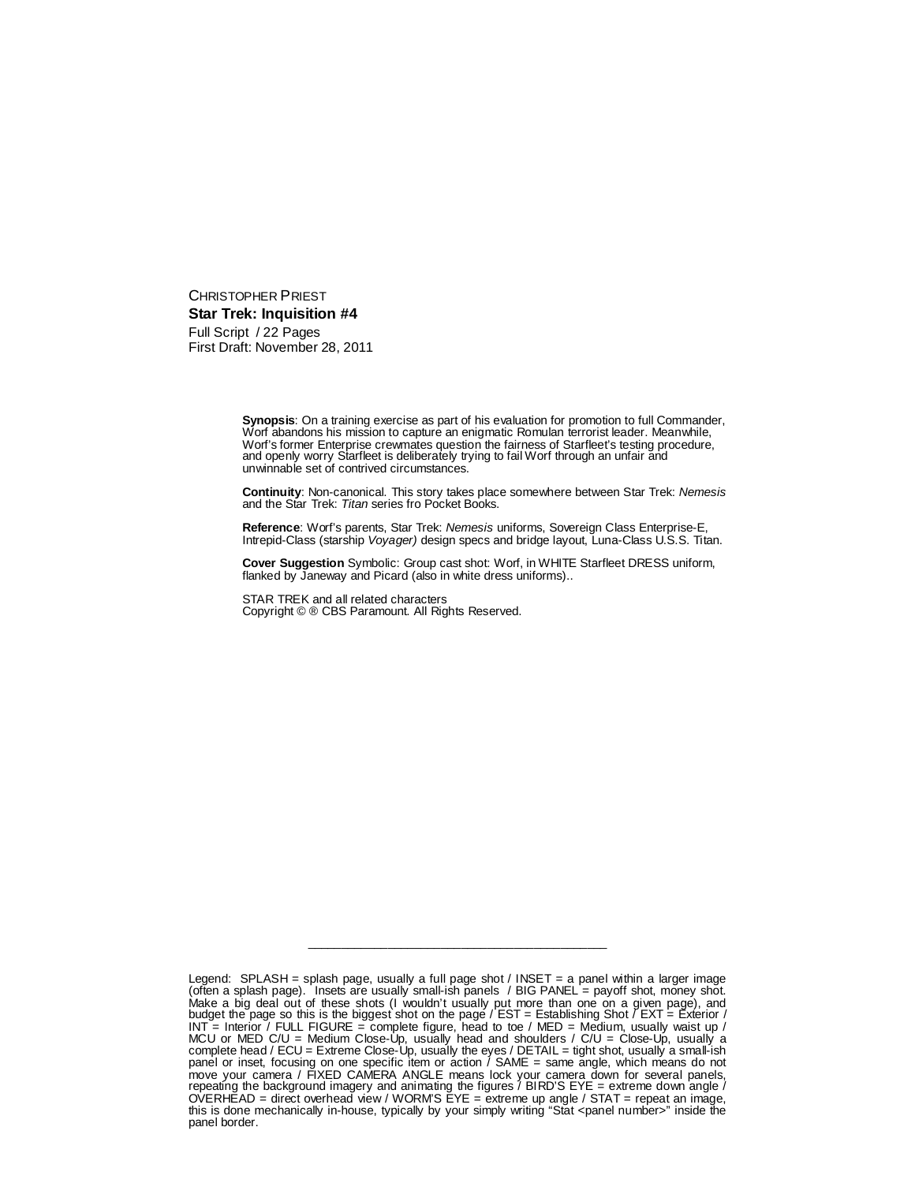CHRISTOPHER PRIEST

**Star Trek: Inquisition #4**

Full Script / 22 Pages

First Draft: November 28, 2011

**Synopsis**: On a training exercise as part of his evaluation for promotion to full Commander, Worf abandons his mission to capture an enigmatic Romulan terrorist leader. Meanwhile, Worf's former Enterprise crewmates question the fairness of Starfleet's testing procedure, and openly worry Starfleet is deliberately trying to fail Worf through an unfair and unwinnable set of contrived circumstances.

**Continuity**: Non-canonical. This story takes place somewhere between Star Trek: *Nemesis* and the Star Trek: *Titan* series fro Pocket Books.

**Reference**: Worf's parents, Star Trek: *Nemesis* uniforms, Sovereign Class Enterprise-E, Intrepid-Class (starship *Voyager)* design specs and bridge layout, Luna-Class U.S.S. Titan.

**Cover Suggestion** Symbolic: Group cast shot: Worf, in WHITE Starfleet DRESS uniform, flanked by Janeway and Picard (also in white dress uniforms)..

STAR TREK and all related characters
Copyright © ® CBS Paramount. All Rights Reserved.

---

Legend: SPLASH = splash page, usually a full page shot / INSET = a panel within a larger image (often a splash page). Insets are usually small-ish panels / BIG PANEL = payoff shot, money shot. Make a big deal out of these shots (I wouldn't usually put more than one on a given page), and budget the page so this is the biggest shot on the page / EST = Establishing Shot / EXT = Exterior / INT = Interior / FULL FIGURE = complete figure, head to toe / MED = Medium, usually waist up / MCU or MED C/U = Medium Close-Up, usually head and shoulders / C/U = Close-Up, usually a complete head / ECU = Extreme Close-Up, usually the eyes / DETAIL = tight shot, usually a small-ish panel or inset, focusing on one specific item or action / SAME = same angle, which means do not move your camera / FIXED CAMERA ANGLE means lock your camera down for several panels, repeating the background imagery and animating the figures / BIRD'S EYE = extreme down angle / OVERHEAD = direct overhead view / WORM'S EYE = extreme up angle / STAT = repeat an image, this is done mechanically in-house, typically by your simply writing "Stat <panel number>" inside the panel border.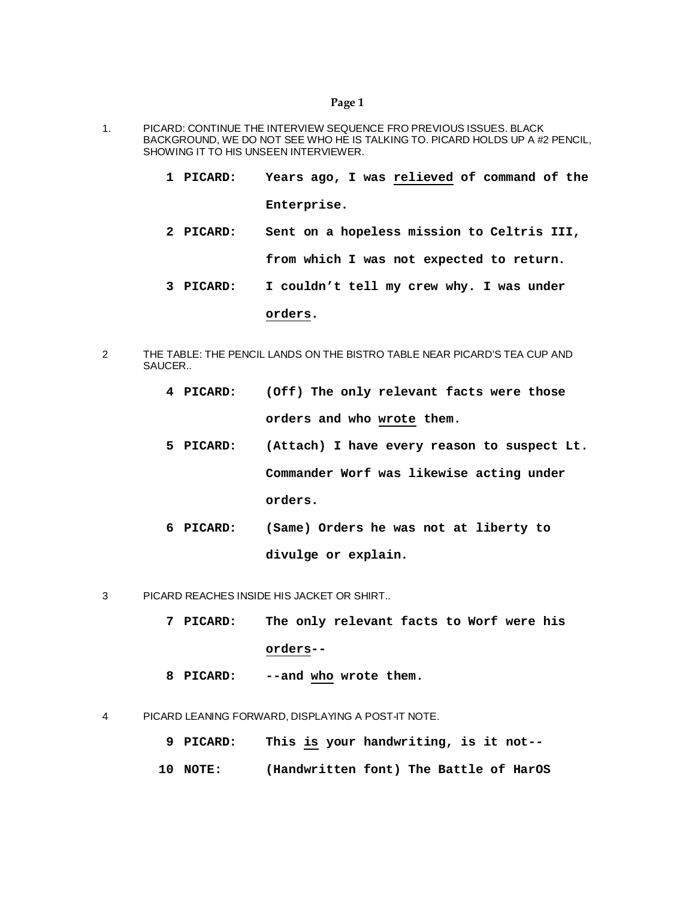## Page 1

1. PICARD: CONTINUE THE INTERVIEW SEQUENCE FRO PREVIOUS ISSUES. BLACK BACKGROUND, WE DO NOT SEE WHO HE IS TALKING TO. PICARD HOLDS UP A #2 PENCIL, SHOWING IT TO HIS UNSEEN INTERVIEWER.

   **1 PICARD:** **Years ago, I was <u>relieved</u> of command of the Enterprise.**

   **2 PICARD:** **Sent on a hopeless mission to Celtris III, from which I was not expected to return.**

   **3 PICARD:** **I couldn't tell my crew why. I was under <u>orders</u>.**

2 THE TABLE: THE PENCIL LANDS ON THE BISTRO TABLE NEAR PICARD'S TEA CUP AND SAUCER..

   **4 PICARD:** **(Off) The only relevant facts were those orders and who <u>wrote</u> them.**

   **5 PICARD:** **(Attach) I have every reason to suspect Lt. Commander Worf was likewise acting under orders.**

   **6 PICARD:** **(Same) Orders he was not at liberty to divulge or explain.**

3 PICARD REACHES INSIDE HIS JACKET OR SHIRT..

   **7 PICARD:** **The only relevant facts to Worf were his <u>orders</u>--**

   **8 PICARD:** **--and <u>who</u> wrote them.**

4 PICARD LEANING FORWARD, DISPLAYING A POST-IT NOTE.

   **9 PICARD:** **This <u>is</u> your handwriting, is it not--**

   **10 NOTE:** **(Handwritten font) The Battle of HarOS**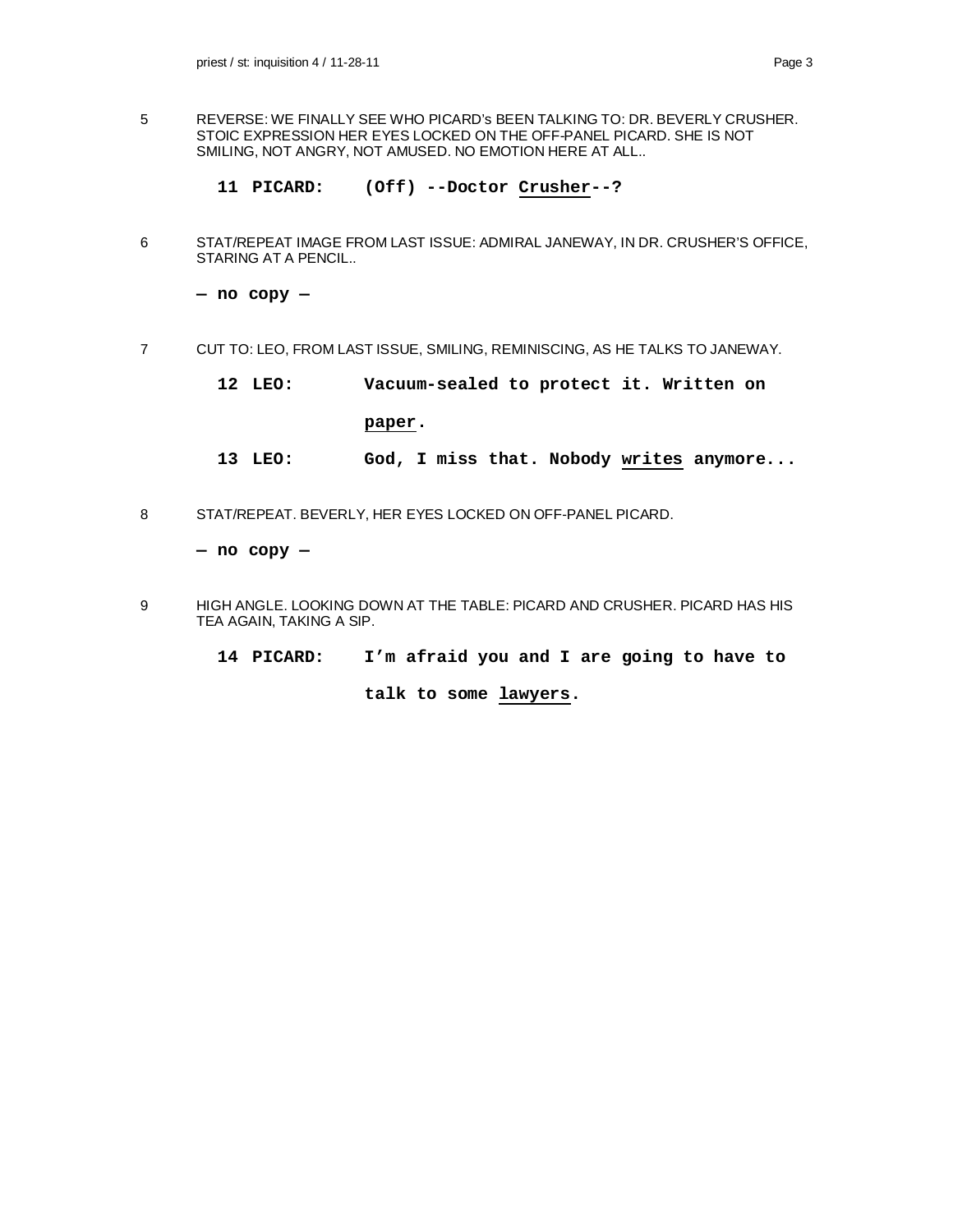5 REVERSE: WE FINALLY SEE WHO PICARD's BEEN TALKING TO: DR. BEVERLY CRUSHER. STOIC EXPRESSION HER EYES LOCKED ON THE OFF-PANEL PICARD. SHE IS NOT SMILING, NOT ANGRY, NOT AMUSED. NO EMOTION HERE AT ALL..

**11 PICARD: (Off) --Doctor Crusher--?**

6 STAT/REPEAT IMAGE FROM LAST ISSUE: ADMIRAL JANEWAY, IN DR. CRUSHER'S OFFICE, STARING AT A PENCIL..

**— no copy —**

7 CUT TO: LEO, FROM LAST ISSUE, SMILING, REMINISCING, AS HE TALKS TO JANEWAY.

**12 LEO: Vacuum-sealed to protect it. Written on paper.**

**13 LEO: God, I miss that. Nobody writes anymore...**

8 STAT/REPEAT. BEVERLY, HER EYES LOCKED ON OFF-PANEL PICARD.

**— no copy —**

9 HIGH ANGLE. LOOKING DOWN AT THE TABLE: PICARD AND CRUSHER. PICARD HAS HIS TEA AGAIN, TAKING A SIP.

**14 PICARD: I'm afraid you and I are going to have to talk to some lawyers.**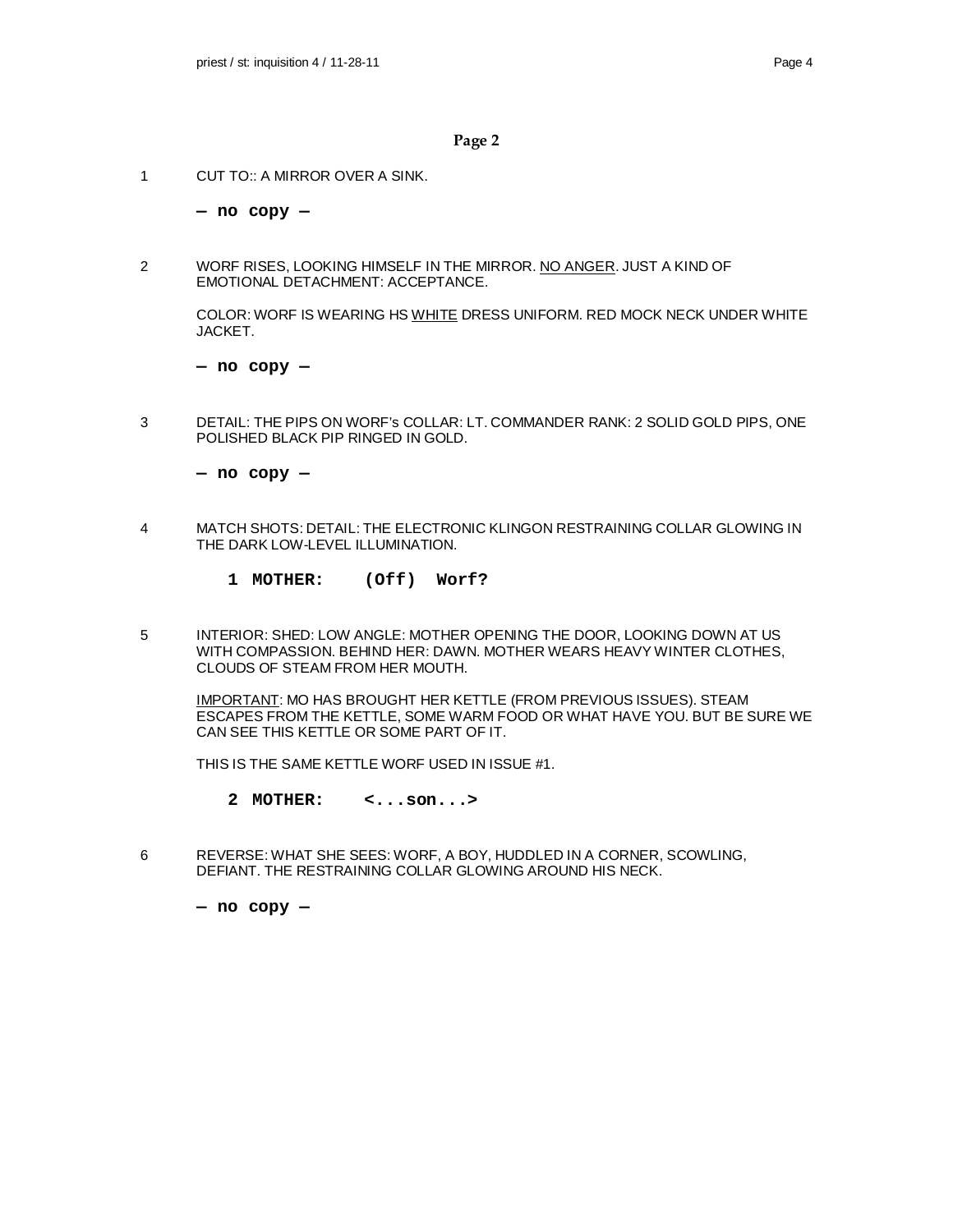## Page 2

1 CUT TO:: A MIRROR OVER A SINK.

**— no copy —**

2 WORF RISES, LOOKING HIMSELF IN THE MIRROR. <u>NO ANGER</u>. JUST A KIND OF EMOTIONAL DETACHMENT: ACCEPTANCE.

COLOR: WORF IS WEARING HS <u>WHITE</u> DRESS UNIFORM. RED MOCK NECK UNDER WHITE JACKET.

**— no copy —**

3 DETAIL: THE PIPS ON WORF's COLLAR: LT. COMMANDER RANK: 2 SOLID GOLD PIPS, ONE POLISHED BLACK PIP RINGED IN GOLD.

**— no copy —**

4 MATCH SHOTS: DETAIL: THE ELECTRONIC KLINGON RESTRAINING COLLAR GLOWING IN THE DARK LOW-LEVEL ILLUMINATION.

**1 MOTHER: (Off) Worf?**

5 INTERIOR: SHED: LOW ANGLE: MOTHER OPENING THE DOOR, LOOKING DOWN AT US WITH COMPASSION. BEHIND HER: DAWN. MOTHER WEARS HEAVY WINTER CLOTHES, CLOUDS OF STEAM FROM HER MOUTH.

<u>IMPORTANT</u>: MO HAS BROUGHT HER KETTLE (FROM PREVIOUS ISSUES). STEAM ESCAPES FROM THE KETTLE, SOME WARM FOOD OR WHAT HAVE YOU. BUT BE SURE WE CAN SEE THIS KETTLE OR SOME PART OF IT.

THIS IS THE SAME KETTLE WORF USED IN ISSUE #1.

**2 MOTHER: <...son...>**

6 REVERSE: WHAT SHE SEES: WORF, A BOY, HUDDLED IN A CORNER, SCOWLING, DEFIANT. THE RESTRAINING COLLAR GLOWING AROUND HIS NECK.

**— no copy —**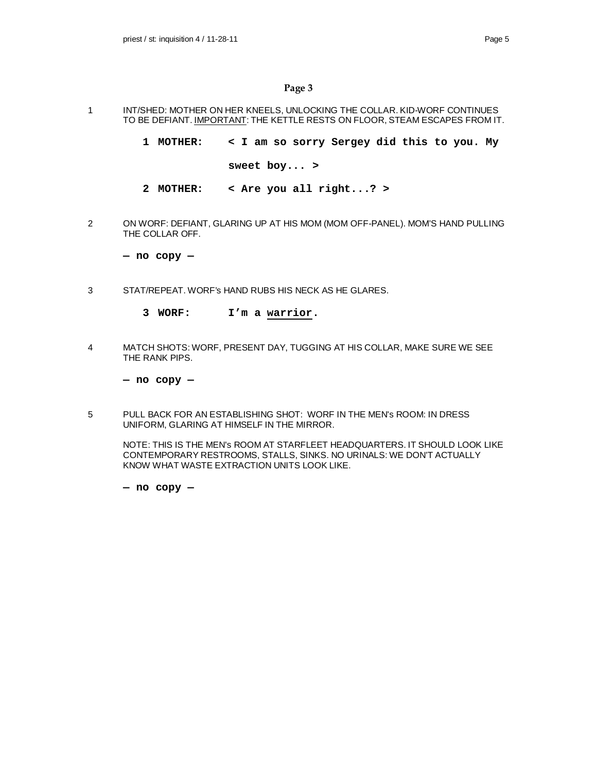## Page 3

1 INT/SHED: MOTHER ON HER KNEELS, UNLOCKING THE COLLAR. KID-WORF CONTINUES TO BE DEFIANT. <u>IMPORTANT</u>: THE KETTLE RESTS ON FLOOR, STEAM ESCAPES FROM IT.

**1 MOTHER: < I am so sorry Sergey did this to you. My sweet boy... >**

**2 MOTHER: < Are you all right...? >**

2 ON WORF: DEFIANT, GLARING UP AT HIS MOM (MOM OFF-PANEL). MOM'S HAND PULLING THE COLLAR OFF.

**— no copy —**

3 STAT/REPEAT. WORF's HAND RUBS HIS NECK AS HE GLARES.

**3 WORF: I'm a <u>warrior</u>.**

4 MATCH SHOTS: WORF, PRESENT DAY, TUGGING AT HIS COLLAR, MAKE SURE WE SEE THE RANK PIPS.

**— no copy —**

5 PULL BACK FOR AN ESTABLISHING SHOT: WORF IN THE MEN's ROOM: IN DRESS UNIFORM, GLARING AT HIMSELF IN THE MIRROR.

NOTE: THIS IS THE MEN's ROOM AT STARFLEET HEADQUARTERS. IT SHOULD LOOK LIKE CONTEMPORARY RESTROOMS, STALLS, SINKS. NO URINALS: WE DON'T ACTUALLY KNOW WHAT WASTE EXTRACTION UNITS LOOK LIKE.

**— no copy —**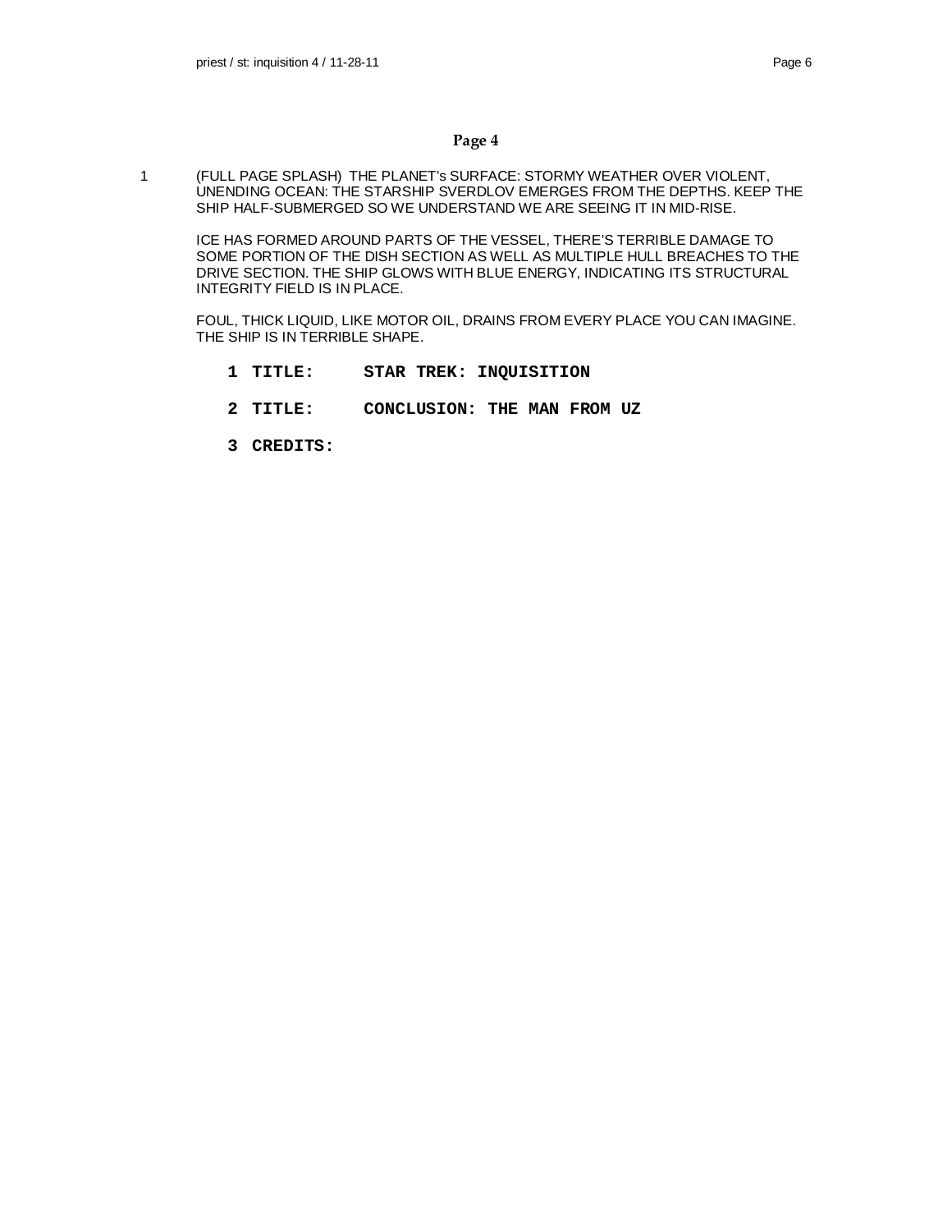## Page 4

1 (FULL PAGE SPLASH) THE PLANET's SURFACE: STORMY WEATHER OVER VIOLENT, UNENDING OCEAN: THE STARSHIP SVERDLOV EMERGES FROM THE DEPTHS. KEEP THE SHIP HALF-SUBMERGED SO WE UNDERSTAND WE ARE SEEING IT IN MID-RISE.

ICE HAS FORMED AROUND PARTS OF THE VESSEL, THERE'S TERRIBLE DAMAGE TO SOME PORTION OF THE DISH SECTION AS WELL AS MULTIPLE HULL BREACHES TO THE DRIVE SECTION. THE SHIP GLOWS WITH BLUE ENERGY, INDICATING ITS STRUCTURAL INTEGRITY FIELD IS IN PLACE.

FOUL, THICK LIQUID, LIKE MOTOR OIL, DRAINS FROM EVERY PLACE YOU CAN IMAGINE. THE SHIP IS IN TERRIBLE SHAPE.

**1 TITLE: STAR TREK: INQUISITION**

**2 TITLE: CONCLUSION: THE MAN FROM UZ**

**3 CREDITS:**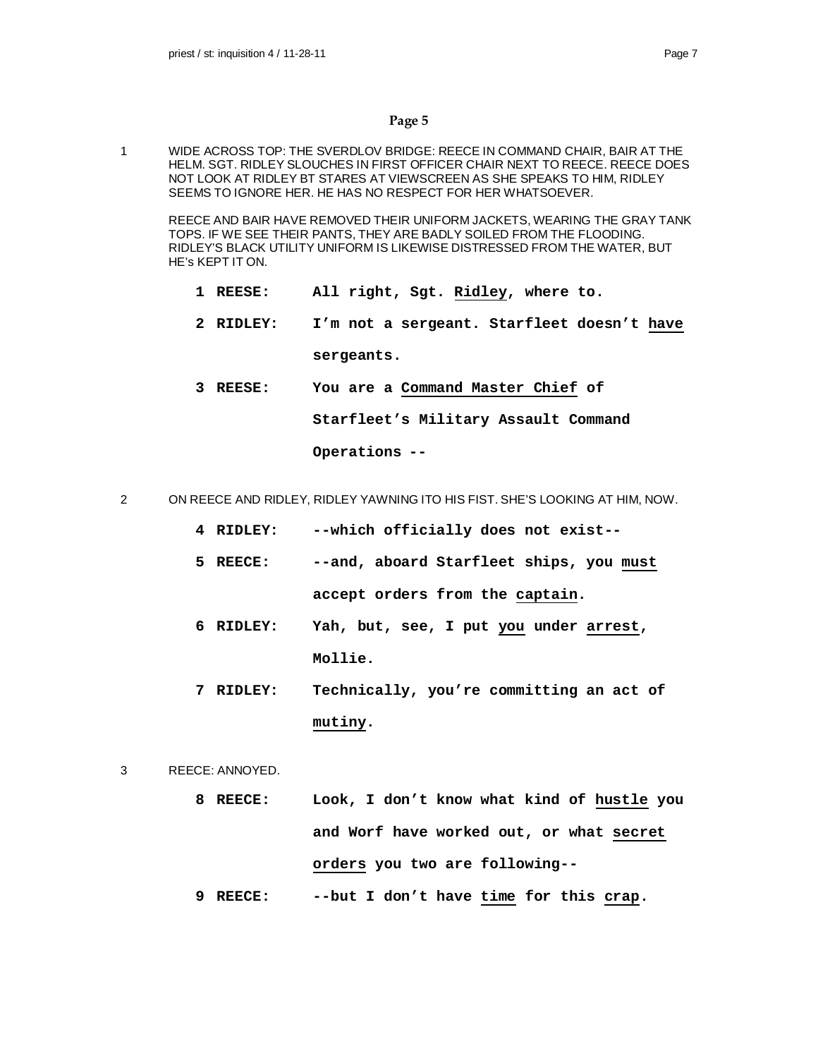## Page 5

1 WIDE ACROSS TOP: THE SVERDLOV BRIDGE: REECE IN COMMAND CHAIR, BAIR AT THE HELM. SGT. RIDLEY SLOUCHES IN FIRST OFFICER CHAIR NEXT TO REECE. REECE DOES NOT LOOK AT RIDLEY BT STARES AT VIEWSCREEN AS SHE SPEAKS TO HIM, RIDLEY SEEMS TO IGNORE HER. HE HAS NO RESPECT FOR HER WHATSOEVER.

REECE AND BAIR HAVE REMOVED THEIR UNIFORM JACKETS, WEARING THE GRAY TANK TOPS. IF WE SEE THEIR PANTS, THEY ARE BADLY SOILED FROM THE FLOODING. RIDLEY'S BLACK UTILITY UNIFORM IS LIKEWISE DISTRESSED FROM THE WATER, BUT HE's KEPT IT ON.

**1 REESE:** **All right, Sgt. <u>Ridley</u>, where to.**

**2 RIDLEY:** **I'm not a sergeant. Starfleet doesn't <u>have</u> sergeants.**

**3 REESE:** **You are a <u>Command Master Chief</u> of Starfleet's Military Assault Command Operations --**

2 ON REECE AND RIDLEY, RIDLEY YAWNING ITO HIS FIST. SHE'S LOOKING AT HIM, NOW.

**4 RIDLEY:** **--which officially does not exist--**

**5 REECE:** **--and, aboard Starfleet ships, you <u>must</u> accept orders from the <u>captain</u>.**

**6 RIDLEY:** **Yah, but, see, I put <u>you</u> under <u>arrest</u>, Mollie.**

**7 RIDLEY:** **Technically, you're committing an act of <u>mutiny</u>.**

3 REECE: ANNOYED.

**8 REECE:** **Look, I don't know what kind of <u>hustle</u> you and Worf have worked out, or what <u>secret orders</u> you two are following--**

**9 REECE:** **--but I don't have <u>time</u> for this <u>crap</u>.**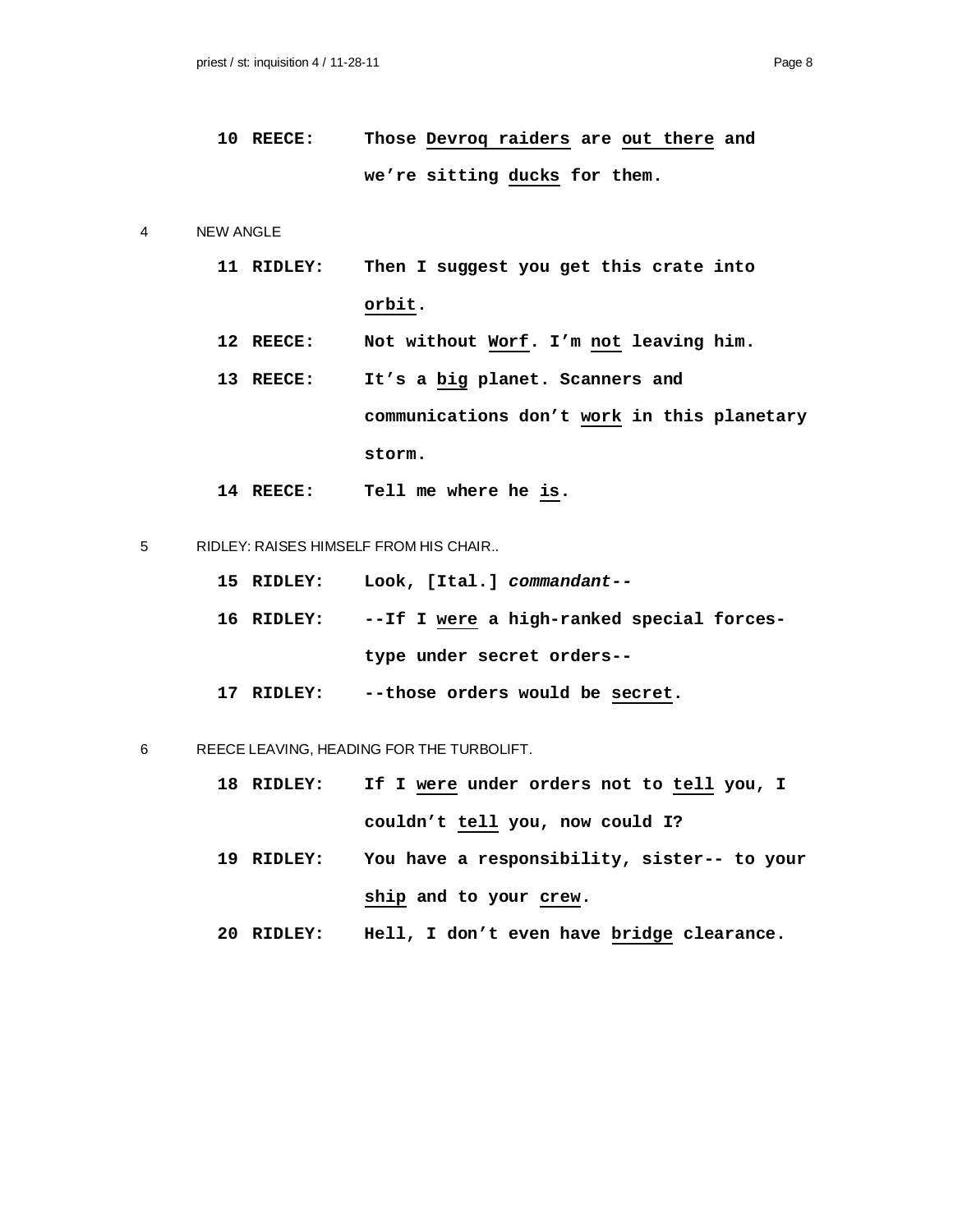**10 REECE:** **Those <u>Devroq raiders</u> are <u>out there</u> and we're sitting <u>ducks</u> for them.**

4 NEW ANGLE

**11 RIDLEY:** **Then I suggest you get this crate into <u>orbit</u>.**

**12 REECE:** **Not without <u>Worf</u>. I'm <u>not</u> leaving him.**

**13 REECE:** **It's a <u>big</u> planet. Scanners and communications don't <u>work</u> in this planetary storm.**

**14 REECE:** **Tell me where he <u>is</u>.**

5 RIDLEY: RAISES HIMSELF FROM HIS CHAIR..

**15 RIDLEY:** **Look, [Ital.] *commandant--***

**16 RIDLEY:** **--If I <u>were</u> a high-ranked special forces-type under secret orders--**

**17 RIDLEY:** **--those orders would be <u>secret</u>.**

6 REECE LEAVING, HEADING FOR THE TURBOLIFT.

**18 RIDLEY:** **If I <u>were</u> under orders not to <u>tell</u> you, I couldn't <u>tell</u> you, now could I?**

**19 RIDLEY:** **You have a responsibility, sister-- to your <u>ship</u> and to your <u>crew</u>.**

**20 RIDLEY:** **Hell, I don't even have <u>bridge</u> clearance.**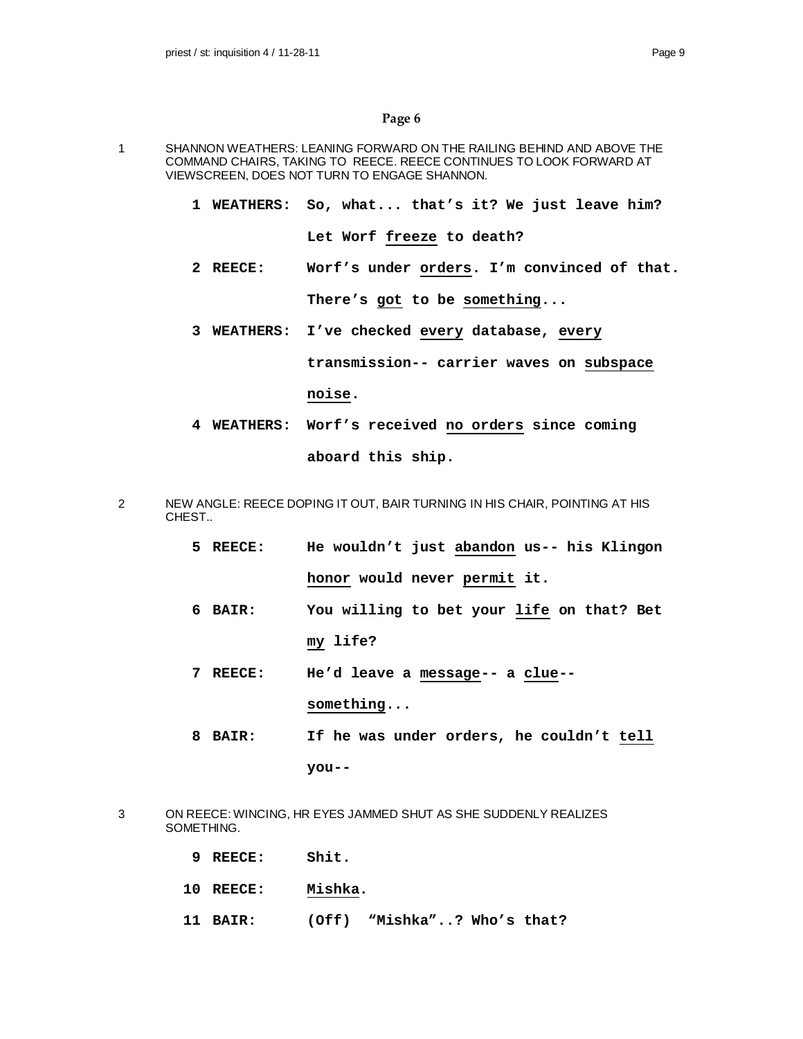## Page 6

1 SHANNON WEATHERS: LEANING FORWARD ON THE RAILING BEHIND AND ABOVE THE COMMAND CHAIRS, TAKING TO REECE. REECE CONTINUES TO LOOK FORWARD AT VIEWSCREEN, DOES NOT TURN TO ENGAGE SHANNON.

**1 WEATHERS:** **So, what... that's it? We just leave him? Let Worf <u>freeze</u> to death?**

**2 REECE:** **Worf's under <u>orders</u>. I'm convinced of that. There's <u>got</u> to be <u>something</u>...**

**3 WEATHERS:** **I've checked <u>every</u> database, <u>every</u> transmission-- carrier waves on <u>subspace noise</u>.**

**4 WEATHERS:** **Worf's received <u>no orders</u> since coming aboard this ship.**

2 NEW ANGLE: REECE DOPING IT OUT, BAIR TURNING IN HIS CHAIR, POINTING AT HIS CHEST..

**5 REECE:** **He wouldn't just <u>abandon</u> us-- his Klingon <u>honor</u> would never <u>permit</u> it.**

**6 BAIR:** **You willing to bet your <u>life</u> on that? Bet <u>my</u> life?**

**7 REECE:** **He'd leave a <u>message</u>-- a <u>clue</u>-- <u>something</u>...**

**8 BAIR:** **If he was under orders, he couldn't <u>tell</u> you--**

3 ON REECE: WINCING, HR EYES JAMMED SHUT AS SHE SUDDENLY REALIZES SOMETHING.

**9 REECE:** **Shit.**

**10 REECE:** **<u>Mishka</u>.**

**11 BAIR:** **(Off) "Mishka"..? Who's that?**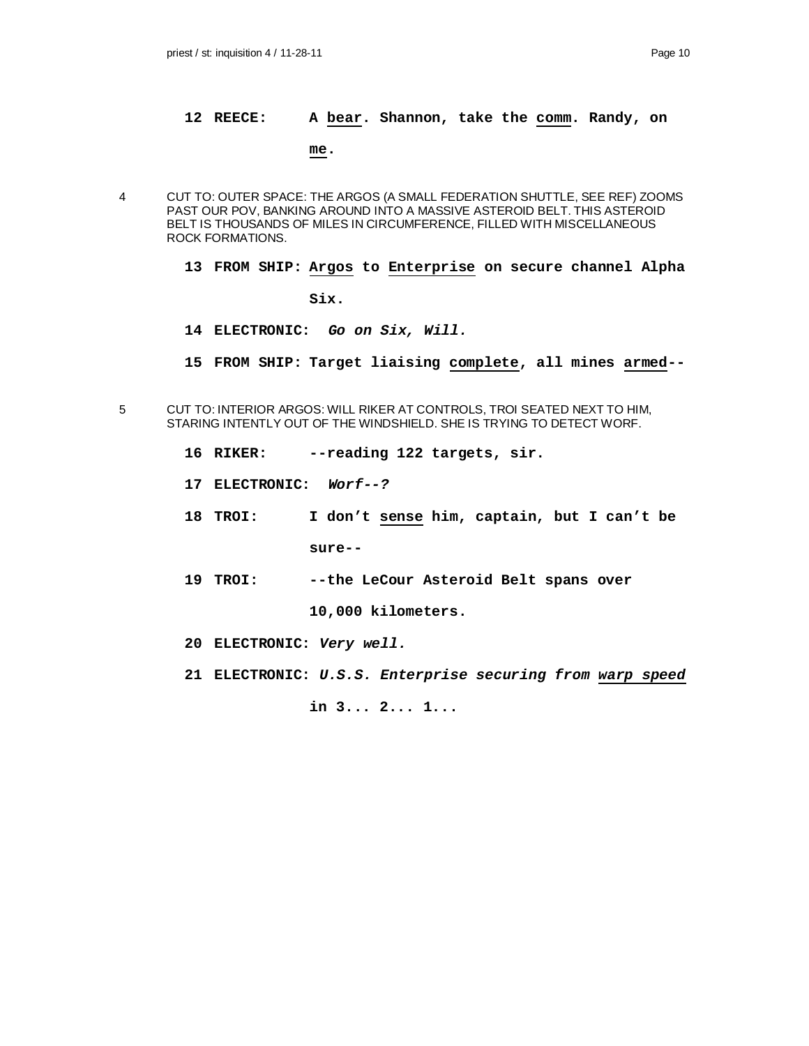**12 REECE:** **A <u>bear</u>. Shannon, take the <u>comm</u>. Randy, on <u>me</u>.**

4 CUT TO: OUTER SPACE: THE ARGOS (A SMALL FEDERATION SHUTTLE, SEE REF) ZOOMS PAST OUR POV, BANKING AROUND INTO A MASSIVE ASTEROID BELT. THIS ASTEROID BELT IS THOUSANDS OF MILES IN CIRCUMFERENCE, FILLED WITH MISCELLANEOUS ROCK FORMATIONS.

**13 FROM SHIP:** **<u>Argos</u> to <u>Enterprise</u> on secure channel Alpha Six.**

**14 ELECTRONIC:** ***Go on Six, Will.***

**15 FROM SHIP:** **Target liaising <u>complete</u>, all mines <u>armed</u>--**

5 CUT TO: INTERIOR ARGOS: WILL RIKER AT CONTROLS, TROI SEATED NEXT TO HIM, STARING INTENTLY OUT OF THE WINDSHIELD. SHE IS TRYING TO DETECT WORF.

**16 RIKER:** **--reading 122 targets, sir.**

**17 ELECTRONIC:** ***Worf--?***

**18 TROI:** **I don't <u>sense</u> him, captain, but I can't be sure--**

**19 TROI:** **--the LeCour Asteroid Belt spans over 10,000 kilometers.**

**20 ELECTRONIC:** ***Very well.***

**21 ELECTRONIC:** ***U.S.S. Enterprise securing from <u>warp speed</u>*** **in 3... 2... 1...**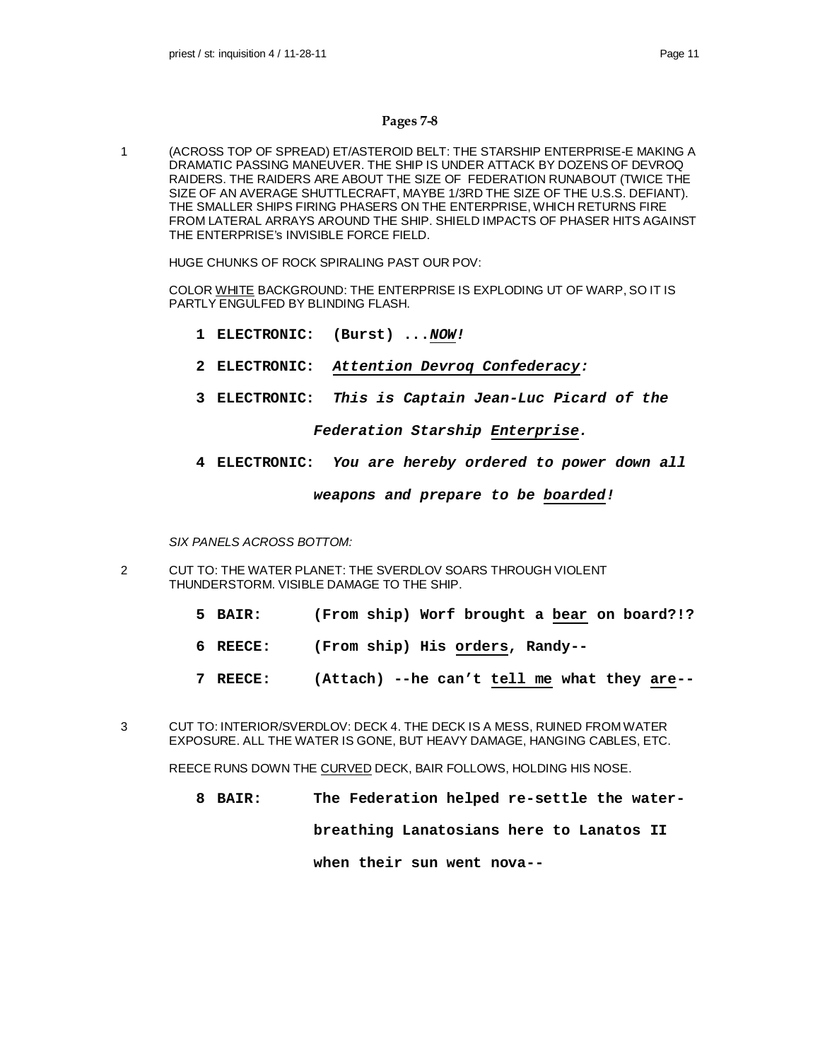## Pages 7-8

1 (ACROSS TOP OF SPREAD) ET/ASTEROID BELT: THE STARSHIP ENTERPRISE-E MAKING A DRAMATIC PASSING MANEUVER. THE SHIP IS UNDER ATTACK BY DOZENS OF DEVROQ RAIDERS. THE RAIDERS ARE ABOUT THE SIZE OF FEDERATION RUNABOUT (TWICE THE SIZE OF AN AVERAGE SHUTTLECRAFT, MAYBE 1/3RD THE SIZE OF THE U.S.S. DEFIANT). THE SMALLER SHIPS FIRING PHASERS ON THE ENTERPRISE, WHICH RETURNS FIRE FROM LATERAL ARRAYS AROUND THE SHIP. SHIELD IMPACTS OF PHASER HITS AGAINST THE ENTERPRISE's INVISIBLE FORCE FIELD.

HUGE CHUNKS OF ROCK SPIRALING PAST OUR POV:

COLOR WHITE BACKGROUND: THE ENTERPRISE IS EXPLODING UT OF WARP, SO IT IS PARTLY ENGULFED BY BLINDING FLASH.

**1 ELECTRONIC: (Burst) ...*NOW!***

**2 ELECTRONIC: *Attention Devroq Confederacy:***

**3 ELECTRONIC: *This is Captain Jean-Luc Picard of the Federation Starship Enterprise.***

**4 ELECTRONIC: *You are hereby ordered to power down all weapons and prepare to be boarded!***

*SIX PANELS ACROSS BOTTOM:*

2 CUT TO: THE WATER PLANET: THE SVERDLOV SOARS THROUGH VIOLENT THUNDERSTORM. VISIBLE DAMAGE TO THE SHIP.

**5 BAIR: (From ship) Worf brought a bear on board?!?**

**6 REECE: (From ship) His orders, Randy--**

**7 REECE: (Attach) --he can't tell me what they are--**

3 CUT TO: INTERIOR/SVERDLOV: DECK 4. THE DECK IS A MESS, RUINED FROM WATER EXPOSURE. ALL THE WATER IS GONE, BUT HEAVY DAMAGE, HANGING CABLES, ETC.

REECE RUNS DOWN THE CURVED DECK, BAIR FOLLOWS, HOLDING HIS NOSE.

**8 BAIR: The Federation helped re-settle the water-breathing Lanatosians here to Lanatos II when their sun went nova--**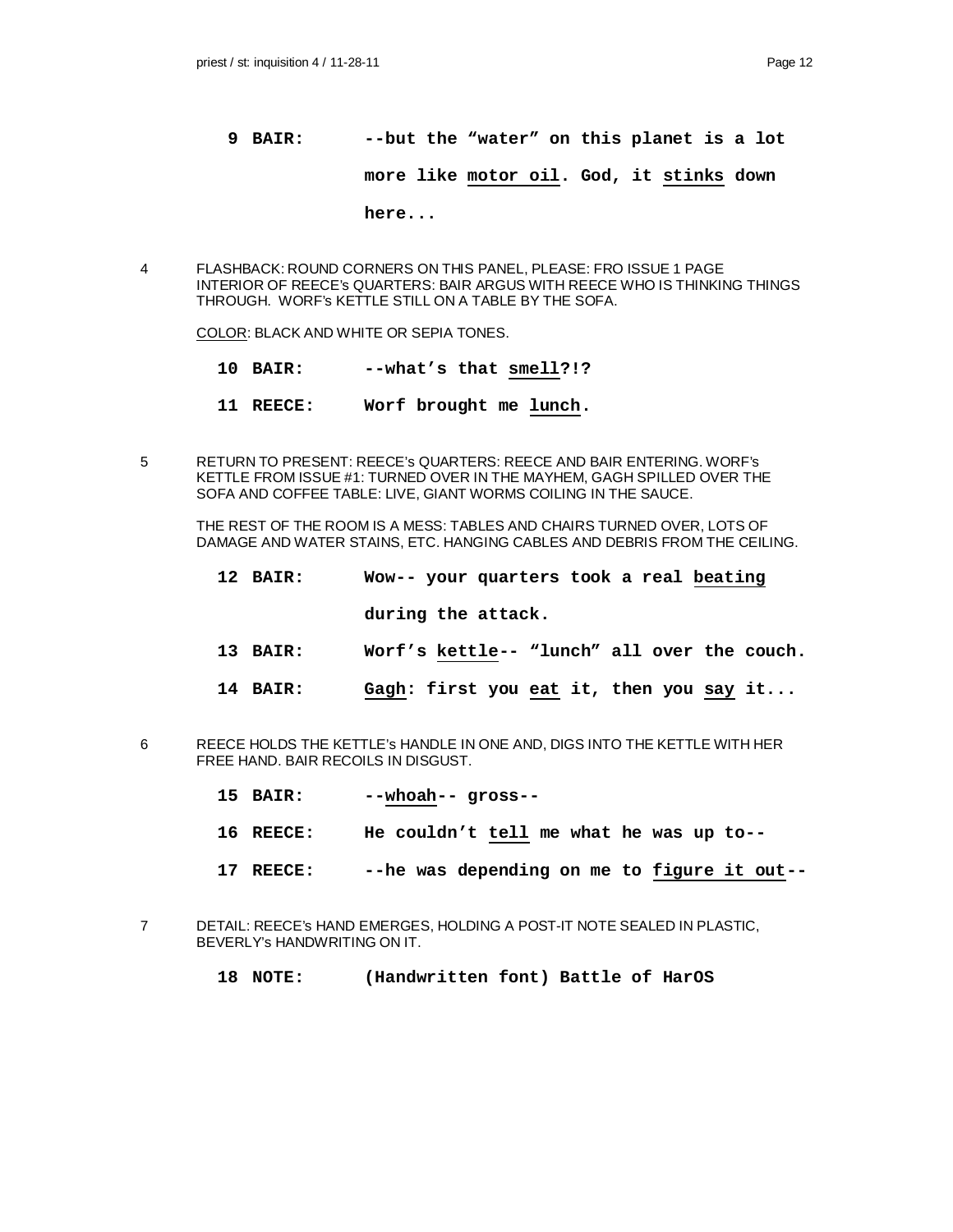**9 BAIR:** **--but the "water" on this planet is a lot more like <u>motor oil</u>. God, it <u>stinks</u> down here...**

4 FLASHBACK: ROUND CORNERS ON THIS PANEL, PLEASE: FRO ISSUE 1 PAGE INTERIOR OF REECE's QUARTERS: BAIR ARGUS WITH REECE WHO IS THINKING THINGS THROUGH. WORF's KETTLE STILL ON A TABLE BY THE SOFA.

<u>COLOR</u>: BLACK AND WHITE OR SEPIA TONES.

**10 BAIR:** **--what's that <u>smell</u>?!?**

**11 REECE:** **Worf brought me <u>lunch</u>.**

5 RETURN TO PRESENT: REECE's QUARTERS: REECE AND BAIR ENTERING. WORF's KETTLE FROM ISSUE #1: TURNED OVER IN THE MAYHEM, GAGH SPILLED OVER THE SOFA AND COFFEE TABLE: LIVE, GIANT WORMS COILING IN THE SAUCE.

THE REST OF THE ROOM IS A MESS: TABLES AND CHAIRS TURNED OVER, LOTS OF DAMAGE AND WATER STAINS, ETC. HANGING CABLES AND DEBRIS FROM THE CEILING.

**12 BAIR:** **Wow-- your quarters took a real <u>beating</u> during the attack.**

**13 BAIR:** **Worf's <u>kettle</u>-- "lunch" all over the couch.**

**14 BAIR:** **<u>Gagh</u>: first you <u>eat</u> it, then you <u>say</u> it...**

6 REECE HOLDS THE KETTLE's HANDLE IN ONE AND, DIGS INTO THE KETTLE WITH HER FREE HAND. BAIR RECOILS IN DISGUST.

**15 BAIR:** **--<u>whoah</u>-- gross--**

**16 REECE:** **He couldn't <u>tell</u> me what he was up to--**

**17 REECE:** **--he was depending on me to <u>figure it out</u>--**

7 DETAIL: REECE's HAND EMERGES, HOLDING A POST-IT NOTE SEALED IN PLASTIC, BEVERLY's HANDWRITING ON IT.

**18 NOTE:** **(Handwritten font) Battle of HarOS**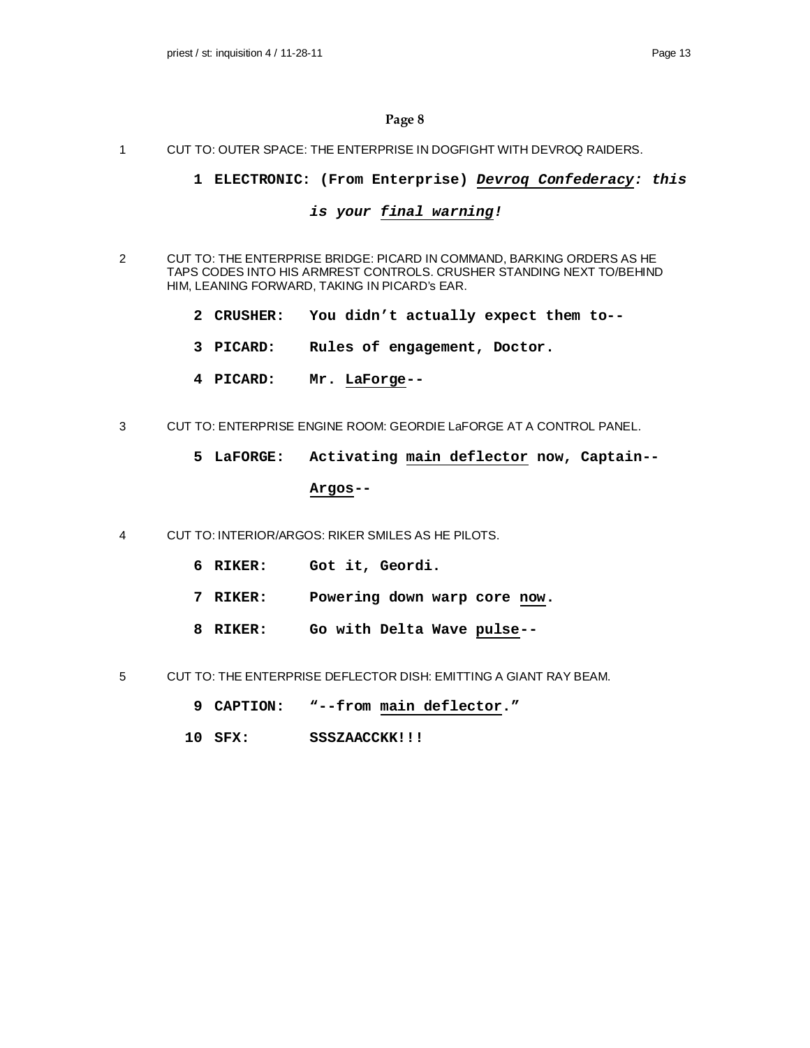## Page 8

1 CUT TO: OUTER SPACE: THE ENTERPRISE IN DOGFIGHT WITH DEVROQ RAIDERS.

**1 ELECTRONIC: (From Enterprise) *Devroq Confederacy: this is your final warning!***

2 CUT TO: THE ENTERPRISE BRIDGE: PICARD IN COMMAND, BARKING ORDERS AS HE TAPS CODES INTO HIS ARMREST CONTROLS. CRUSHER STANDING NEXT TO/BEHIND HIM, LEANING FORWARD, TAKING IN PICARD's EAR.

**2 CRUSHER: You didn't actually expect them to--**

**3 PICARD: Rules of engagement, Doctor.**

**4 PICARD: Mr. LaForge--**

3 CUT TO: ENTERPRISE ENGINE ROOM: GEORDIE LaFORGE AT A CONTROL PANEL.

**5 LaFORGE: Activating main deflector now, Captain-- Argos--**

4 CUT TO: INTERIOR/ARGOS: RIKER SMILES AS HE PILOTS.

**6 RIKER: Got it, Geordi.**

**7 RIKER: Powering down warp core now.**

**8 RIKER: Go with Delta Wave pulse--**

5 CUT TO: THE ENTERPRISE DEFLECTOR DISH: EMITTING A GIANT RAY BEAM.

**9 CAPTION: "--from main deflector."**

**10 SFX: SSSZAACCKK!!!**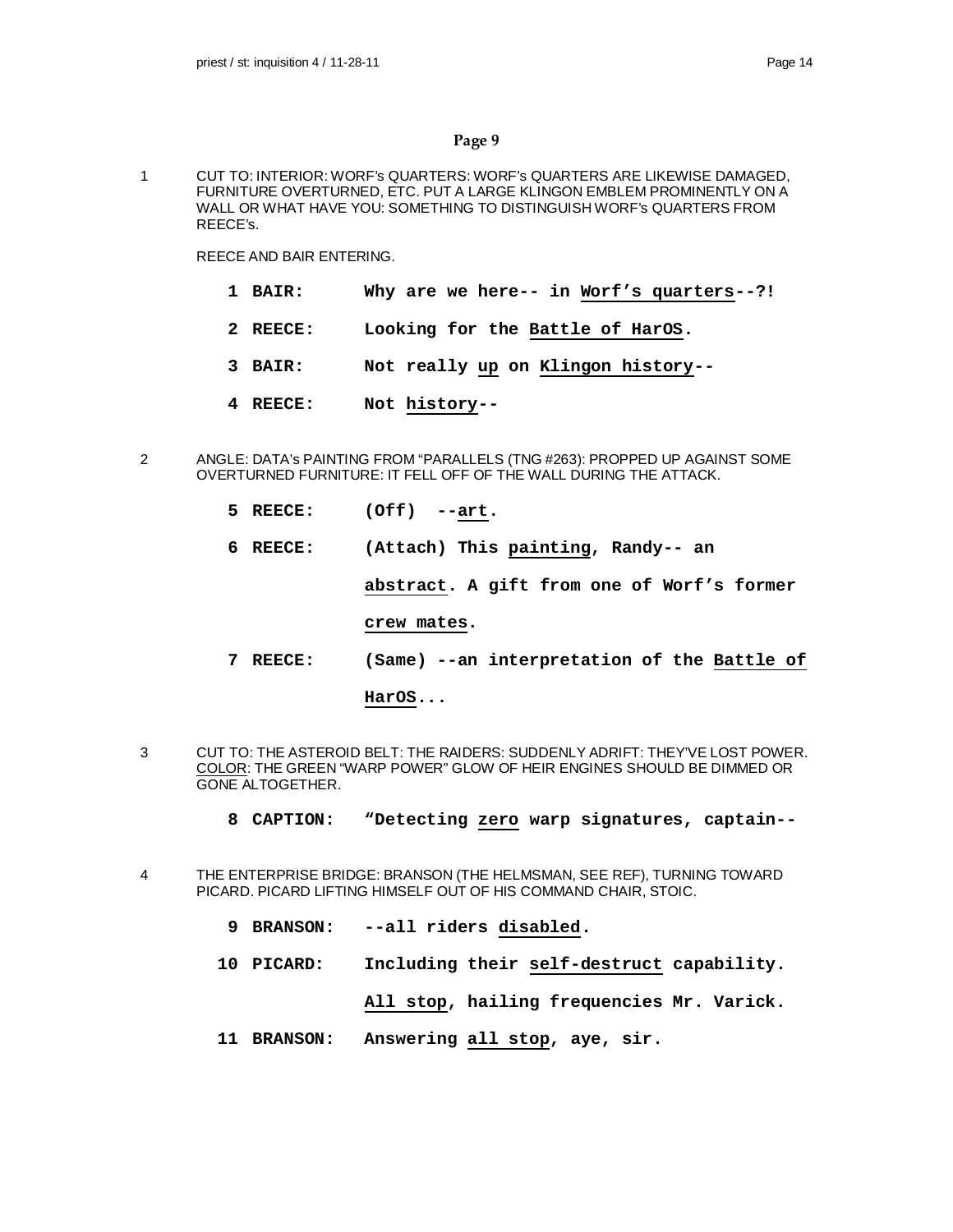## Page 9

1 CUT TO: INTERIOR: WORF's QUARTERS: WORF's QUARTERS ARE LIKEWISE DAMAGED, FURNITURE OVERTURNED, ETC. PUT A LARGE KLINGON EMBLEM PROMINENTLY ON A WALL OR WHAT HAVE YOU: SOMETHING TO DISTINGUISH WORF's QUARTERS FROM REECE's.

REECE AND BAIR ENTERING.

**1 BAIR: Why are we here-- in Worf's quarters--?!**

**2 REECE: Looking for the Battle of HarOS.**

**3 BAIR: Not really up on Klingon history--**

**4 REECE: Not history--**

2 ANGLE: DATA's PAINTING FROM "PARALLELS (TNG #263): PROPPED UP AGAINST SOME OVERTURNED FURNITURE: IT FELL OFF OF THE WALL DURING THE ATTACK.

**5 REECE: (Off) --art.**

**6 REECE: (Attach) This painting, Randy-- an abstract. A gift from one of Worf's former crew mates.**

**7 REECE: (Same) --an interpretation of the Battle of HarOS...**

3 CUT TO: THE ASTEROID BELT: THE RAIDERS: SUDDENLY ADRIFT: THEY'VE LOST POWER. COLOR: THE GREEN "WARP POWER" GLOW OF HEIR ENGINES SHOULD BE DIMMED OR GONE ALTOGETHER.

**8 CAPTION: "Detecting zero warp signatures, captain--**

4 THE ENTERPRISE BRIDGE: BRANSON (THE HELMSMAN, SEE REF), TURNING TOWARD PICARD. PICARD LIFTING HIMSELF OUT OF HIS COMMAND CHAIR, STOIC.

**9 BRANSON: --all riders disabled.**

**10 PICARD: Including their self-destruct capability. All stop, hailing frequencies Mr. Varick.**

**11 BRANSON: Answering all stop, aye, sir.**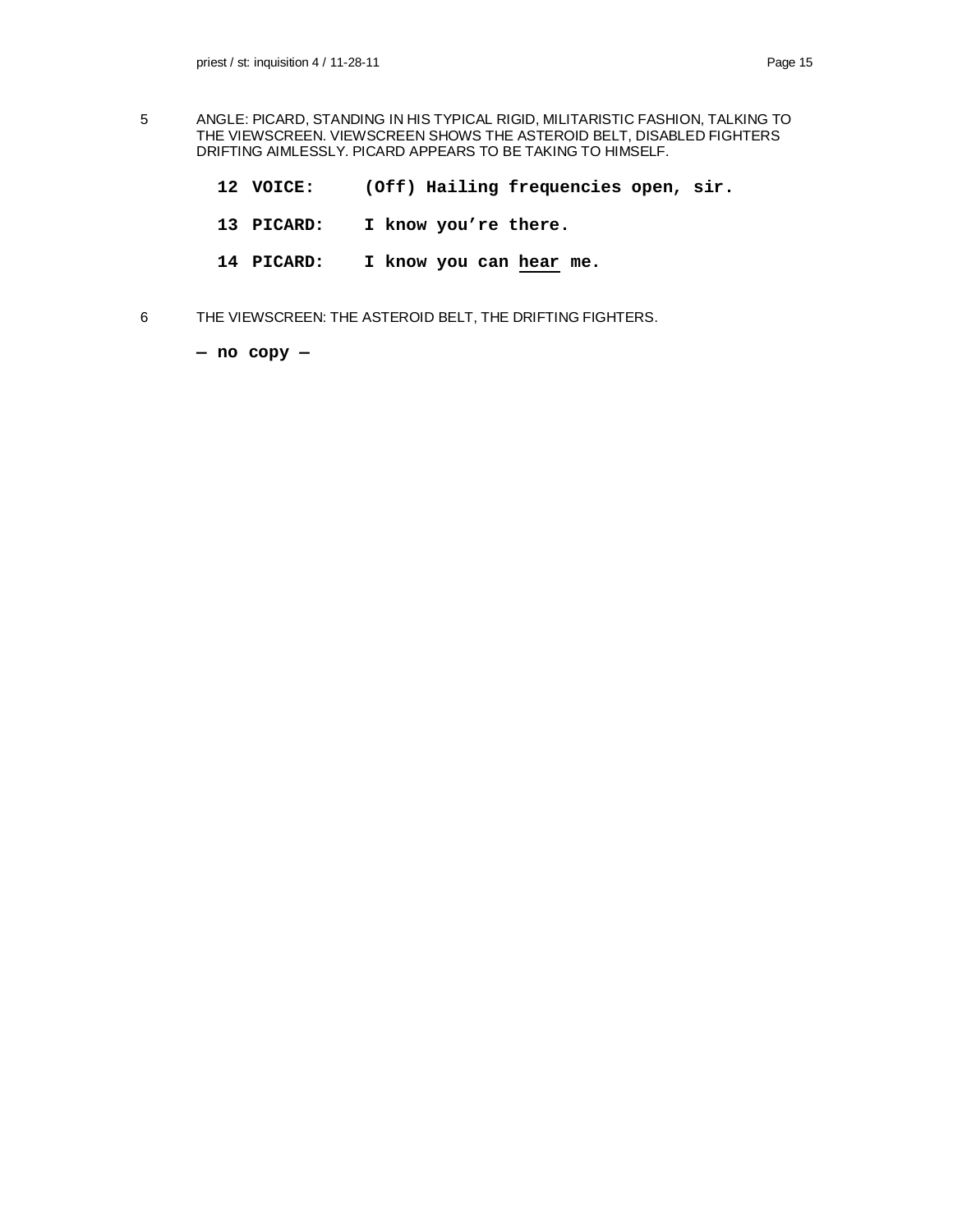5 ANGLE: PICARD, STANDING IN HIS TYPICAL RIGID, MILITARISTIC FASHION, TALKING TO THE VIEWSCREEN. VIEWSCREEN SHOWS THE ASTEROID BELT, DISABLED FIGHTERS DRIFTING AIMLESSLY. PICARD APPEARS TO BE TAKING TO HIMSELF.

**12 VOICE: (Off) Hailing frequencies open, sir.**

**13 PICARD: I know you're there.**

**14 PICARD: I know you can <u>hear</u> me.**

6 THE VIEWSCREEN: THE ASTEROID BELT, THE DRIFTING FIGHTERS.

**— no copy —**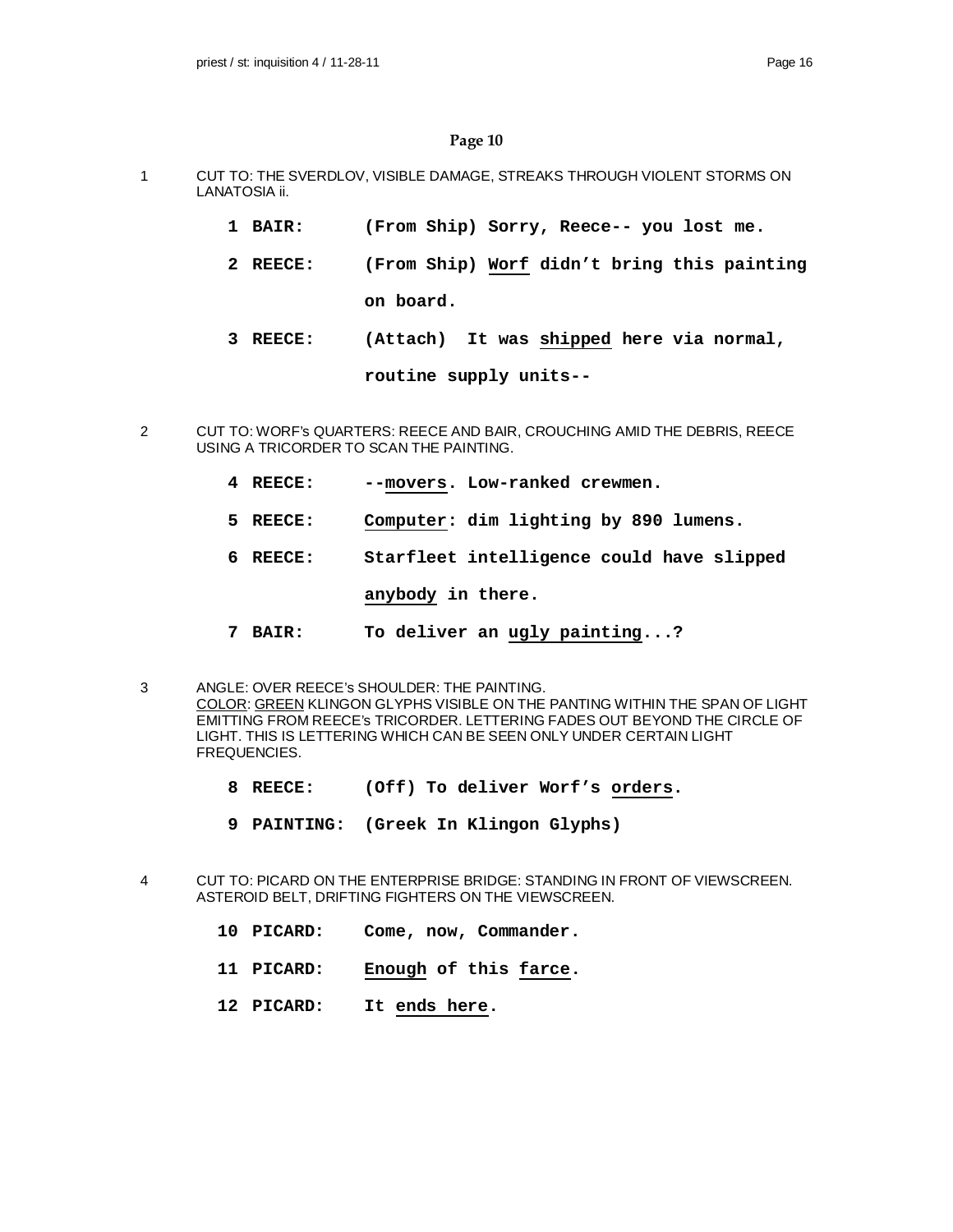## Page 10

1 CUT TO: THE SVERDLOV, VISIBLE DAMAGE, STREAKS THROUGH VIOLENT STORMS ON LANATOSIA ii.

**1 BAIR: (From Ship) Sorry, Reece-- you lost me.**

**2 REECE: (From Ship) <u>Worf</u> didn't bring this painting on board.**

**3 REECE: (Attach) It was <u>shipped</u> here via normal, routine supply units--**

2 CUT TO: WORF's QUARTERS: REECE AND BAIR, CROUCHING AMID THE DEBRIS, REECE USING A TRICORDER TO SCAN THE PAINTING.

**4 REECE: --<u>movers</u>. Low-ranked crewmen.**

**5 REECE: <u>Computer</u>: dim lighting by 890 lumens.**

**6 REECE: Starfleet intelligence could have slipped <u>anybody</u> in there.**

**7 BAIR: To deliver an <u>ugly painting</u>...?**

3 ANGLE: OVER REECE's SHOULDER: THE PAINTING.
<u>COLOR</u>: <u>GREEN</u> KLINGON GLYPHS VISIBLE ON THE PANTING WITHIN THE SPAN OF LIGHT EMITTING FROM REECE's TRICORDER. LETTERING FADES OUT BEYOND THE CIRCLE OF LIGHT. THIS IS LETTERING WHICH CAN BE SEEN ONLY UNDER CERTAIN LIGHT FREQUENCIES.

**8 REECE: (Off) To deliver Worf's <u>orders</u>.**

**9 PAINTING: (Greek In Klingon Glyphs)**

4 CUT TO: PICARD ON THE ENTERPRISE BRIDGE: STANDING IN FRONT OF VIEWSCREEN. ASTEROID BELT, DRIFTING FIGHTERS ON THE VIEWSCREEN.

**10 PICARD: Come, now, Commander.**

**11 PICARD: <u>Enough</u> of this <u>farce</u>.**

**12 PICARD: It <u>ends here</u>.**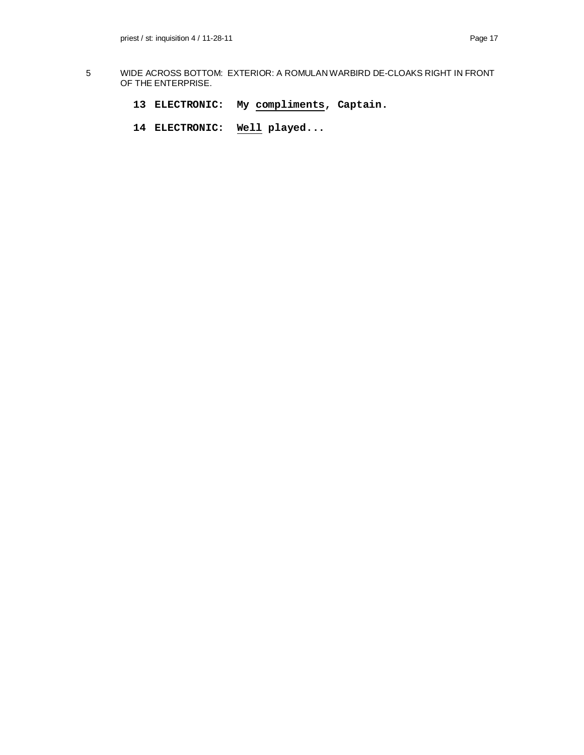5 WIDE ACROSS BOTTOM: EXTERIOR: A ROMULAN WARBIRD DE-CLOAKS RIGHT IN FRONT OF THE ENTERPRISE.

**13 ELECTRONIC: My <u>compliments</u>, Captain.**

**14 ELECTRONIC: <u>Well</u> played...**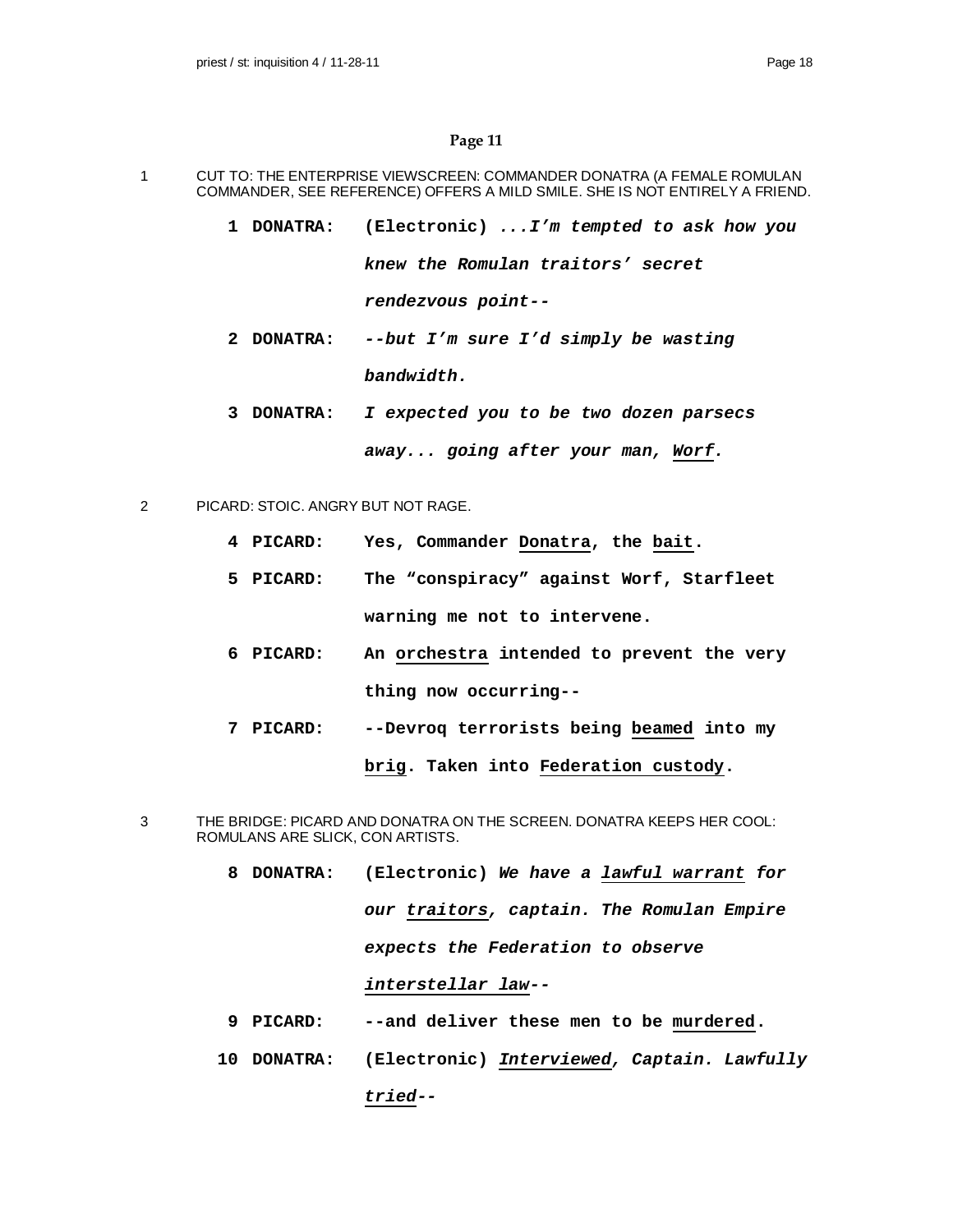## Page 11

1 CUT TO: THE ENTERPRISE VIEWSCREEN: COMMANDER DONATRA (A FEMALE ROMULAN COMMANDER, SEE REFERENCE) OFFERS A MILD SMILE. SHE IS NOT ENTIRELY A FRIEND.

**1 DONATRA:** **(Electronic)** ***...I'm tempted to ask how you knew the Romulan traitors' secret rendezvous point--***

**2 DONATRA:** ***--but I'm sure I'd simply be wasting bandwidth.***

**3 DONATRA:** ***I expected you to be two dozen parsecs away... going after your man, Worf.***

2 PICARD: STOIC. ANGRY BUT NOT RAGE.

**4 PICARD:** **Yes, Commander Donatra, the bait.**

**5 PICARD:** **The "conspiracy" against Worf, Starfleet warning me not to intervene.**

**6 PICARD:** **An orchestra intended to prevent the very thing now occurring--**

**7 PICARD:** **--Devroq terrorists being beamed into my brig. Taken into Federation custody.**

3 THE BRIDGE: PICARD AND DONATRA ON THE SCREEN. DONATRA KEEPS HER COOL: ROMULANS ARE SLICK, CON ARTISTS.

**8 DONATRA:** **(Electronic)** ***We have a lawful warrant for our traitors, captain. The Romulan Empire expects the Federation to observe interstellar law--***

**9 PICARD:** **--and deliver these men to be murdered.**

**10 DONATRA:** **(Electronic)** ***Interviewed, Captain. Lawfully tried--***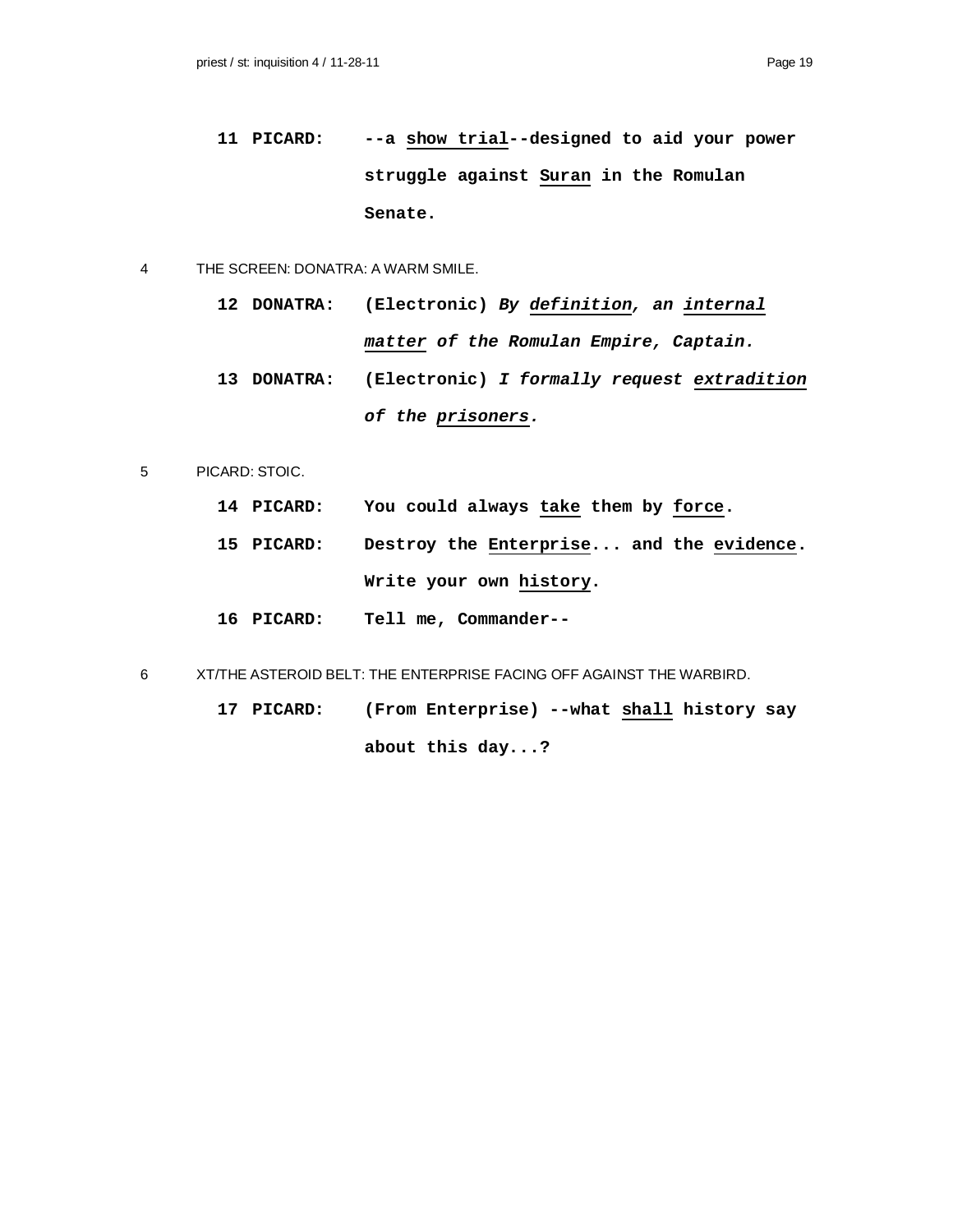**11 PICARD:** **--a <u>show trial</u>--designed to aid your power struggle against <u>Suran</u> in the Romulan Senate.**

4 THE SCREEN: DONATRA: A WARM SMILE.

**12 DONATRA:** **(Electronic)** ***By <u>definition</u>, an <u>internal matter</u> of the Romulan Empire, Captain.***

**13 DONATRA:** **(Electronic)** ***I formally request <u>extradition</u> of the <u>prisoners</u>.***

5 PICARD: STOIC.

**14 PICARD:** **You could always <u>take</u> them by <u>force</u>.**

**15 PICARD:** **Destroy the <u>Enterprise</u>... and the <u>evidence</u>. Write your own <u>history</u>.**

**16 PICARD:** **Tell me, Commander--**

6 XT/THE ASTEROID BELT: THE ENTERPRISE FACING OFF AGAINST THE WARBIRD.

**17 PICARD:** **(From Enterprise) --what <u>shall</u> history say about this day...?**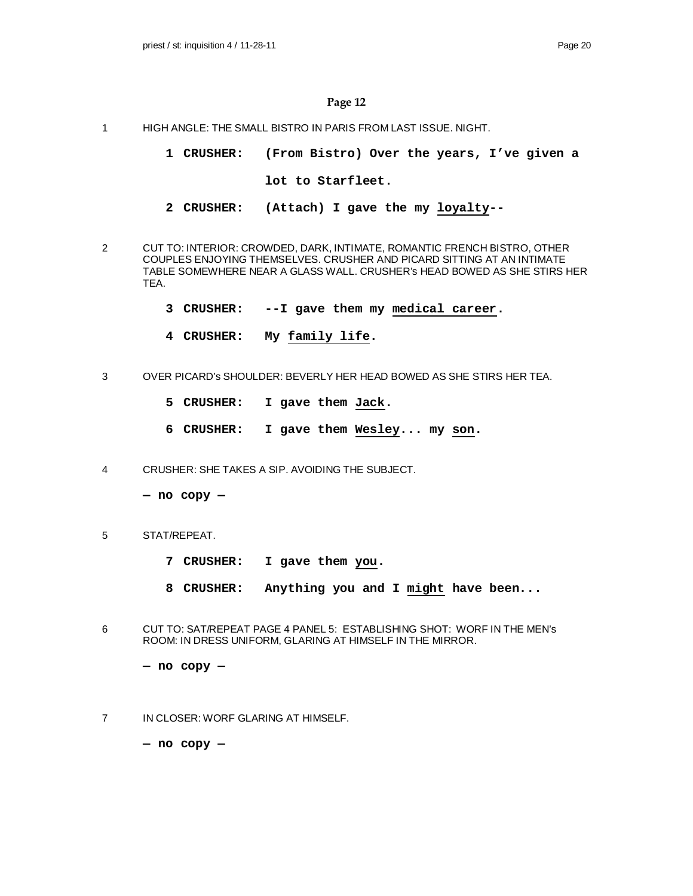## Page 12

1 HIGH ANGLE: THE SMALL BISTRO IN PARIS FROM LAST ISSUE. NIGHT.

**1 CRUSHER: (From Bistro) Over the years, I've given a lot to Starfleet.**

**2 CRUSHER: (Attach) I gave the my <u>loyalty</u>--**

2 CUT TO: INTERIOR: CROWDED, DARK, INTIMATE, ROMANTIC FRENCH BISTRO, OTHER COUPLES ENJOYING THEMSELVES. CRUSHER AND PICARD SITTING AT AN INTIMATE TABLE SOMEWHERE NEAR A GLASS WALL. CRUSHER's HEAD BOWED AS SHE STIRS HER TEA.

**3 CRUSHER: --I gave them my <u>medical career</u>.**

**4 CRUSHER: My <u>family life</u>.**

3 OVER PICARD's SHOULDER: BEVERLY HER HEAD BOWED AS SHE STIRS HER TEA.

**5 CRUSHER: I gave them <u>Jack</u>.**

**6 CRUSHER: I gave them <u>Wesley</u>... my <u>son</u>.**

4 CRUSHER: SHE TAKES A SIP. AVOIDING THE SUBJECT.

**— no copy —**

5 STAT/REPEAT.

**7 CRUSHER: I gave them <u>you</u>.**

**8 CRUSHER: Anything you and I <u>might</u> have been...**

6 CUT TO: SAT/REPEAT PAGE 4 PANEL 5: ESTABLISHING SHOT: WORF IN THE MEN's ROOM: IN DRESS UNIFORM, GLARING AT HIMSELF IN THE MIRROR.

**— no copy —**

7 IN CLOSER: WORF GLARING AT HIMSELF.

**— no copy —**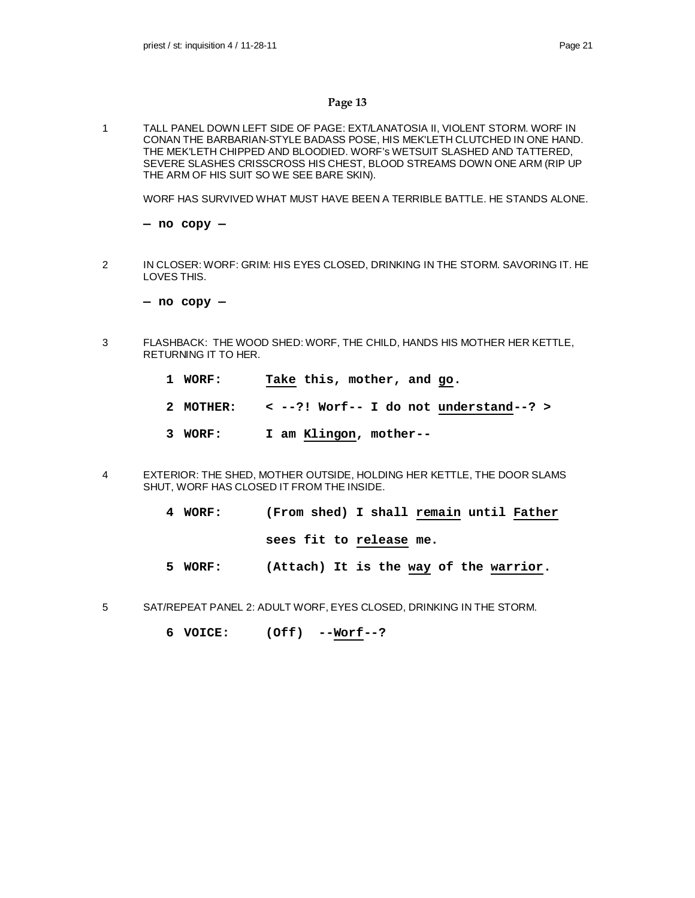## Page 13

1 TALL PANEL DOWN LEFT SIDE OF PAGE: EXT/LANATOSIA II, VIOLENT STORM. WORF IN CONAN THE BARBARIAN-STYLE BADASS POSE, HIS MEK'LETH CLUTCHED IN ONE HAND. THE MEK'LETH CHIPPED AND BLOODIED. WORF's WETSUIT SLASHED AND TATTERED, SEVERE SLASHES CRISSCROSS HIS CHEST, BLOOD STREAMS DOWN ONE ARM (RIP UP THE ARM OF HIS SUIT SO WE SEE BARE SKIN).

WORF HAS SURVIVED WHAT MUST HAVE BEEN A TERRIBLE BATTLE. HE STANDS ALONE.

**— no copy —**

2 IN CLOSER: WORF: GRIM: HIS EYES CLOSED, DRINKING IN THE STORM. SAVORING IT. HE LOVES THIS.

**— no copy —**

3 FLASHBACK: THE WOOD SHED: WORF, THE CHILD, HANDS HIS MOTHER HER KETTLE, RETURNING IT TO HER.

**1 WORF: Take this, mother, and go.**

**2 MOTHER: < --?! Worf-- I do not understand--? >**

**3 WORF: I am Klingon, mother--**

4 EXTERIOR: THE SHED, MOTHER OUTSIDE, HOLDING HER KETTLE, THE DOOR SLAMS SHUT, WORF HAS CLOSED IT FROM THE INSIDE.

**4 WORF: (From shed) I shall remain until Father sees fit to release me.**

**5 WORF: (Attach) It is the way of the warrior.**

5 SAT/REPEAT PANEL 2: ADULT WORF, EYES CLOSED, DRINKING IN THE STORM.

**6 VOICE: (Off) --Worf--?**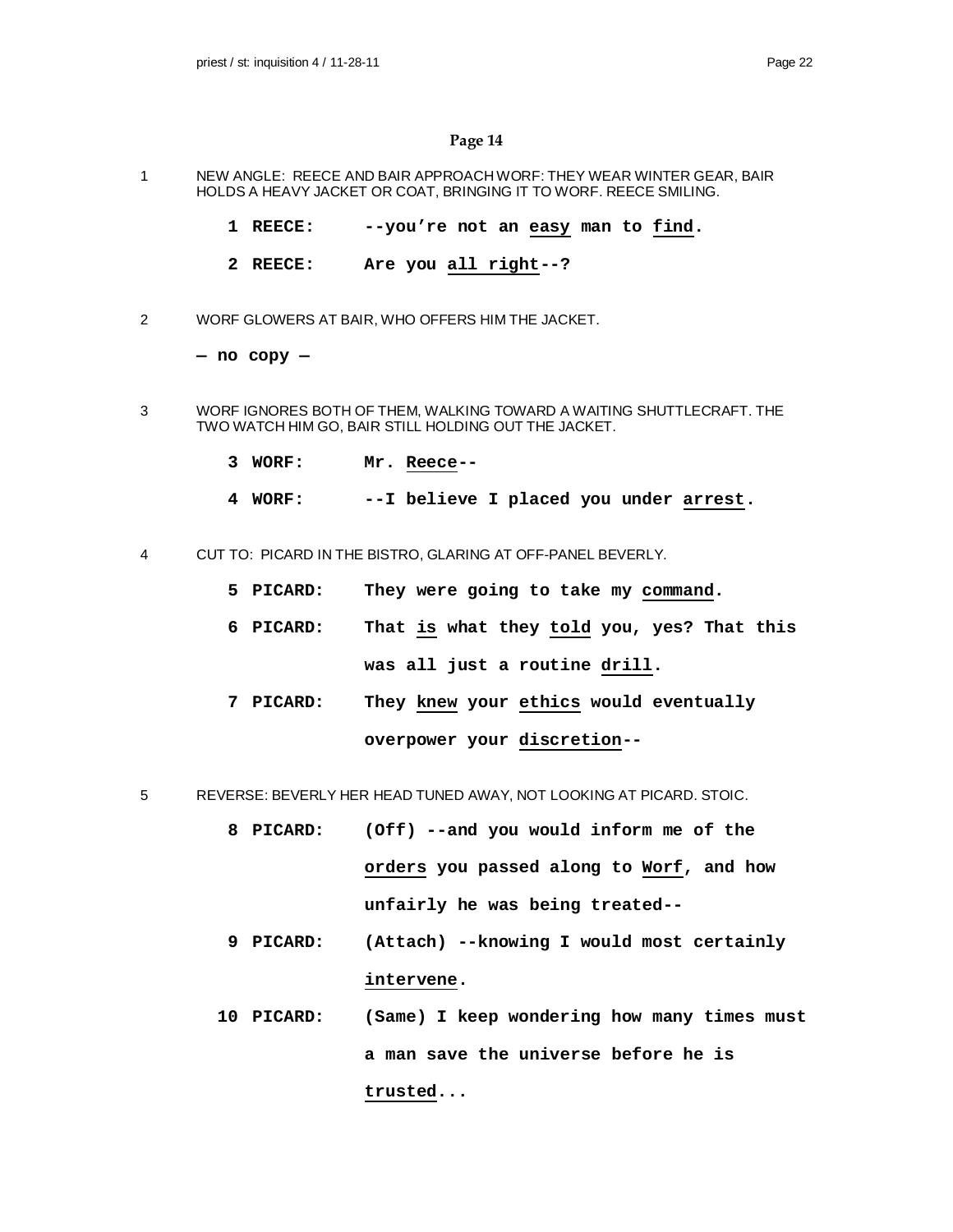## Page 14

1 NEW ANGLE: REECE AND BAIR APPROACH WORF: THEY WEAR WINTER GEAR, BAIR HOLDS A HEAVY JACKET OR COAT, BRINGING IT TO WORF. REECE SMILING.

**1 REECE: --you're not an easy man to find.**

**2 REECE: Are you all right--?**

2 WORF GLOWERS AT BAIR, WHO OFFERS HIM THE JACKET.

**— no copy —**

3 WORF IGNORES BOTH OF THEM, WALKING TOWARD A WAITING SHUTTLECRAFT. THE TWO WATCH HIM GO, BAIR STILL HOLDING OUT THE JACKET.

**3 WORF: Mr. Reece--**

**4 WORF: --I believe I placed you under arrest.**

4 CUT TO: PICARD IN THE BISTRO, GLARING AT OFF-PANEL BEVERLY.

**5 PICARD: They were going to take my command.**

**6 PICARD: That is what they told you, yes? That this was all just a routine drill.**

**7 PICARD: They knew your ethics would eventually overpower your discretion--**

5 REVERSE: BEVERLY HER HEAD TUNED AWAY, NOT LOOKING AT PICARD. STOIC.

**8 PICARD: (Off) --and you would inform me of the orders you passed along to Worf, and how unfairly he was being treated--**

**9 PICARD: (Attach) --knowing I would most certainly intervene.**

**10 PICARD: (Same) I keep wondering how many times must a man save the universe before he is trusted...**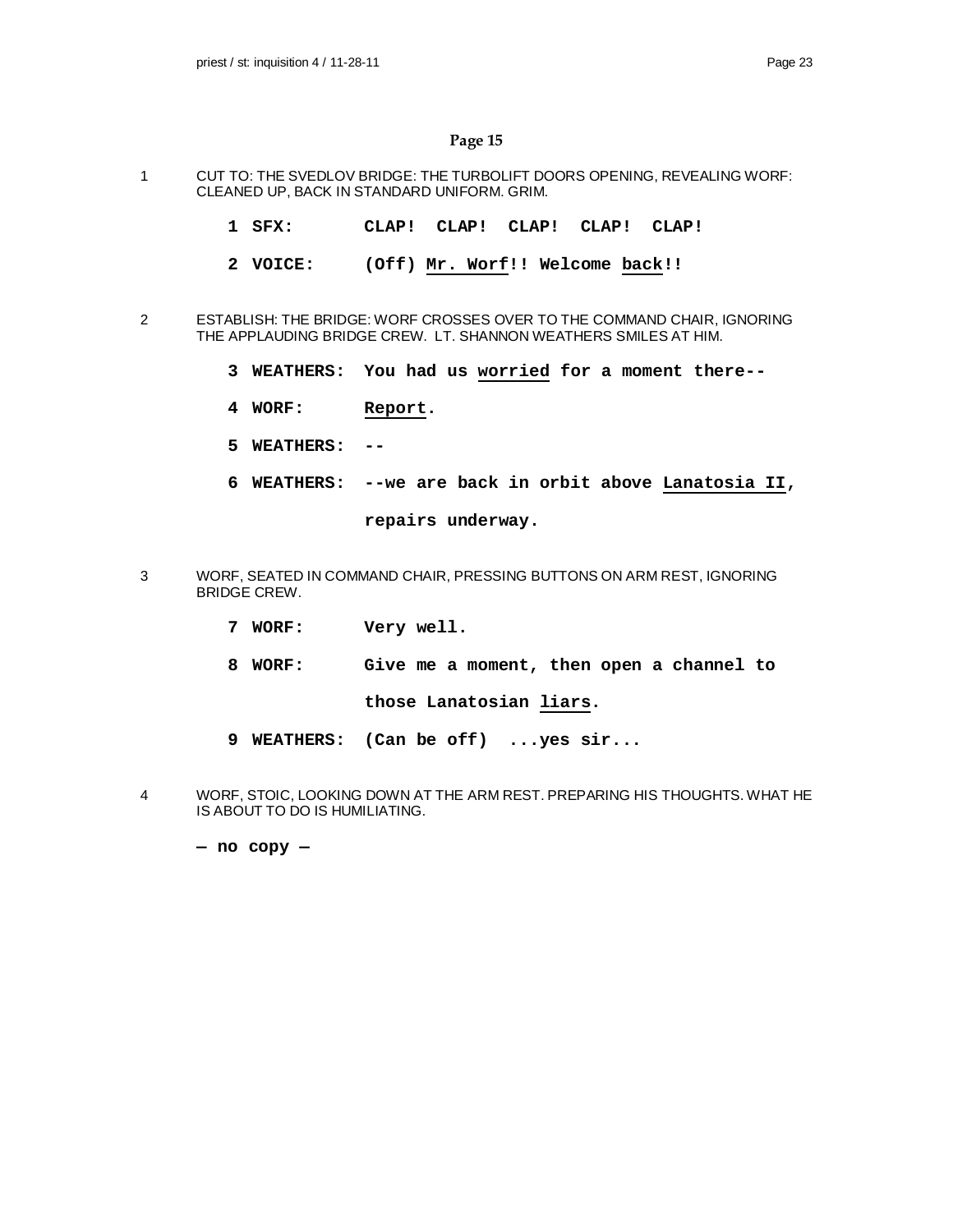## Page 15

1 CUT TO: THE SVEDLOV BRIDGE: THE TURBOLIFT DOORS OPENING, REVEALING WORF: CLEANED UP, BACK IN STANDARD UNIFORM. GRIM.

**1 SFX: CLAP! CLAP! CLAP! CLAP! CLAP!**

**2 VOICE: (Off) Mr. Worf!! Welcome back!!**

2 ESTABLISH: THE BRIDGE: WORF CROSSES OVER TO THE COMMAND CHAIR, IGNORING THE APPLAUDING BRIDGE CREW. LT. SHANNON WEATHERS SMILES AT HIM.

**3 WEATHERS: You had us worried for a moment there--**

**4 WORF: Report.**

**5 WEATHERS: --**

**6 WEATHERS: --we are back in orbit above Lanatosia II, repairs underway.**

3 WORF, SEATED IN COMMAND CHAIR, PRESSING BUTTONS ON ARM REST, IGNORING BRIDGE CREW.

**7 WORF: Very well.**

**8 WORF: Give me a moment, then open a channel to those Lanatosian liars.**

**9 WEATHERS: (Can be off) ...yes sir...**

4 WORF, STOIC, LOOKING DOWN AT THE ARM REST. PREPARING HIS THOUGHTS. WHAT HE IS ABOUT TO DO IS HUMILIATING.

**— no copy —**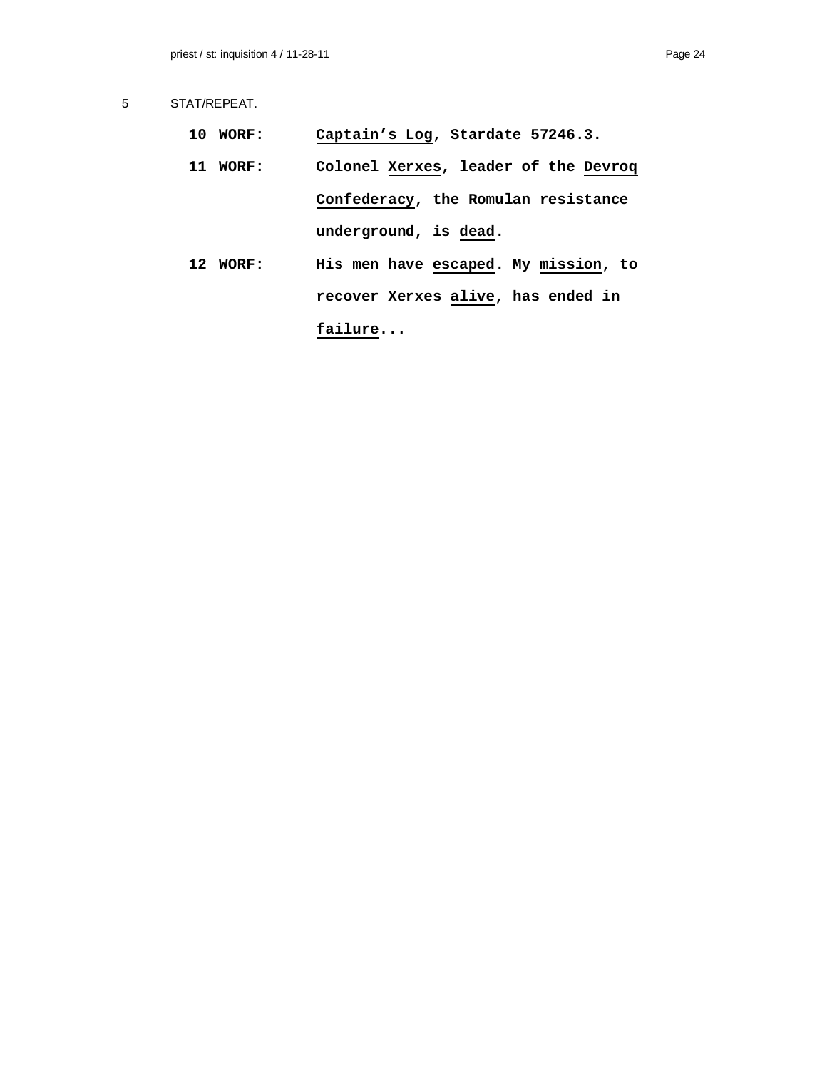5 STAT/REPEAT.

10 WORF: Captain's Log, Stardate 57246.3.

11 WORF: Colonel Xerxes, leader of the Devroq Confederacy, the Romulan resistance underground, is dead.

12 WORF: His men have escaped. My mission, to recover Xerxes alive, has ended in failure...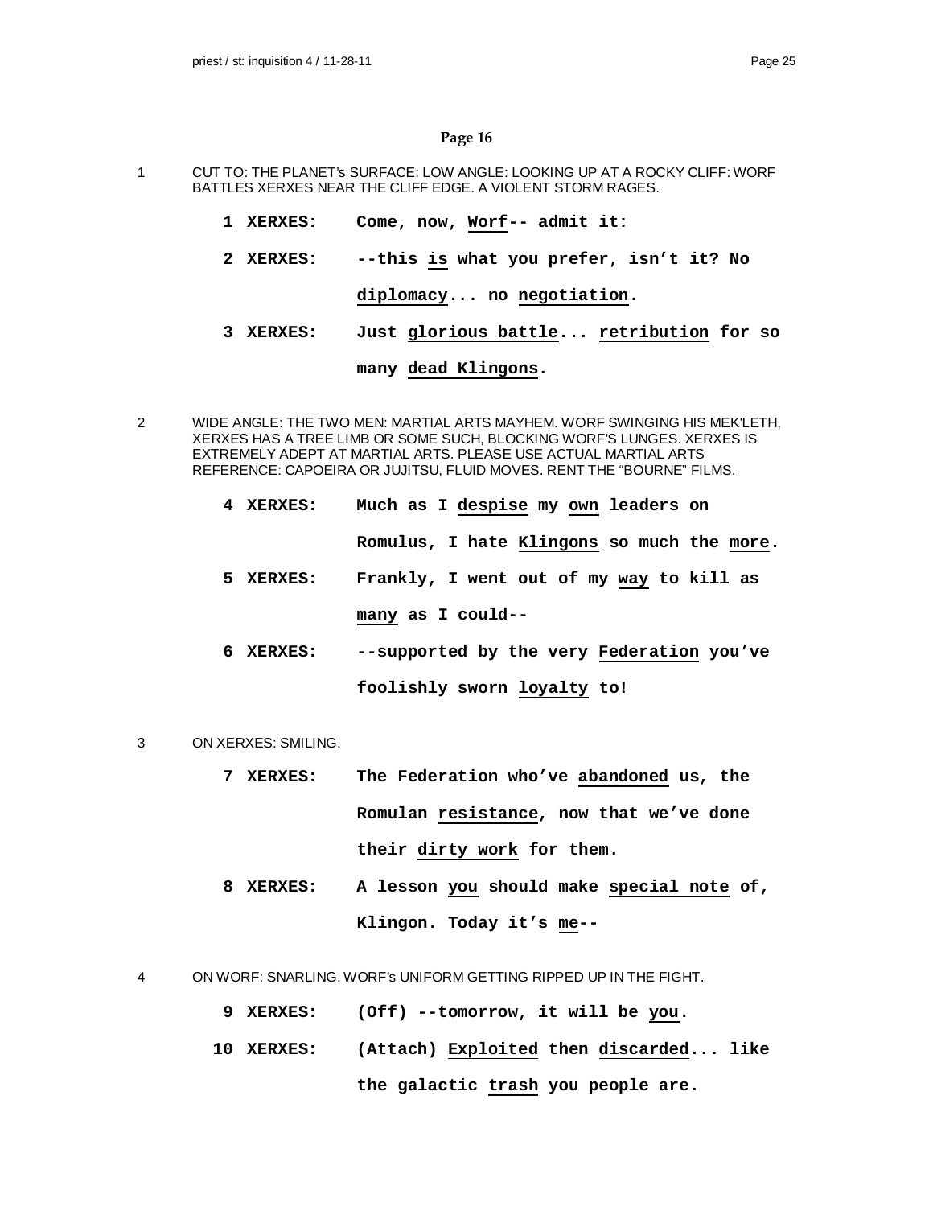## Page 16

1 CUT TO: THE PLANET's SURFACE: LOW ANGLE: LOOKING UP AT A ROCKY CLIFF: WORF BATTLES XERXES NEAR THE CLIFF EDGE. A VIOLENT STORM RAGES.

**1 XERXES:** **Come, now, <u>Worf</u>-- admit it:**

**2 XERXES:** **--this <u>is</u> what you prefer, isn't it? No <u>diplomacy</u>... no <u>negotiation</u>.**

**3 XERXES:** **Just <u>glorious battle</u>... <u>retribution</u> for so many <u>dead Klingons</u>.**

2 WIDE ANGLE: THE TWO MEN: MARTIAL ARTS MAYHEM. WORF SWINGING HIS MEK'LETH, XERXES HAS A TREE LIMB OR SOME SUCH, BLOCKING WORF'S LUNGES. XERXES IS EXTREMELY ADEPT AT MARTIAL ARTS. PLEASE USE ACTUAL MARTIAL ARTS REFERENCE: CAPOEIRA OR JUJITSU, FLUID MOVES. RENT THE "BOURNE" FILMS.

**4 XERXES:** **Much as I <u>despise</u> my <u>own</u> leaders on Romulus, I hate <u>Klingons</u> so much the <u>more</u>.**

**5 XERXES:** **Frankly, I went out of my <u>way</u> to kill as <u>many</u> as I could--**

**6 XERXES:** **--supported by the very <u>Federation</u> you've foolishly sworn <u>loyalty</u> to!**

3 ON XERXES: SMILING.

**7 XERXES:** **The Federation who've <u>abandoned</u> us, the Romulan <u>resistance</u>, now that we've done their <u>dirty work</u> for them.**

**8 XERXES:** **A lesson <u>you</u> should make <u>special note</u> of, Klingon. Today it's <u>me</u>--**

4 ON WORF: SNARLING. WORF's UNIFORM GETTING RIPPED UP IN THE FIGHT.

**9 XERXES:** **(Off) --tomorrow, it will be <u>you</u>.**

**10 XERXES:** **(Attach) <u>Exploited</u> then <u>discarded</u>... like the galactic <u>trash</u> you people are.**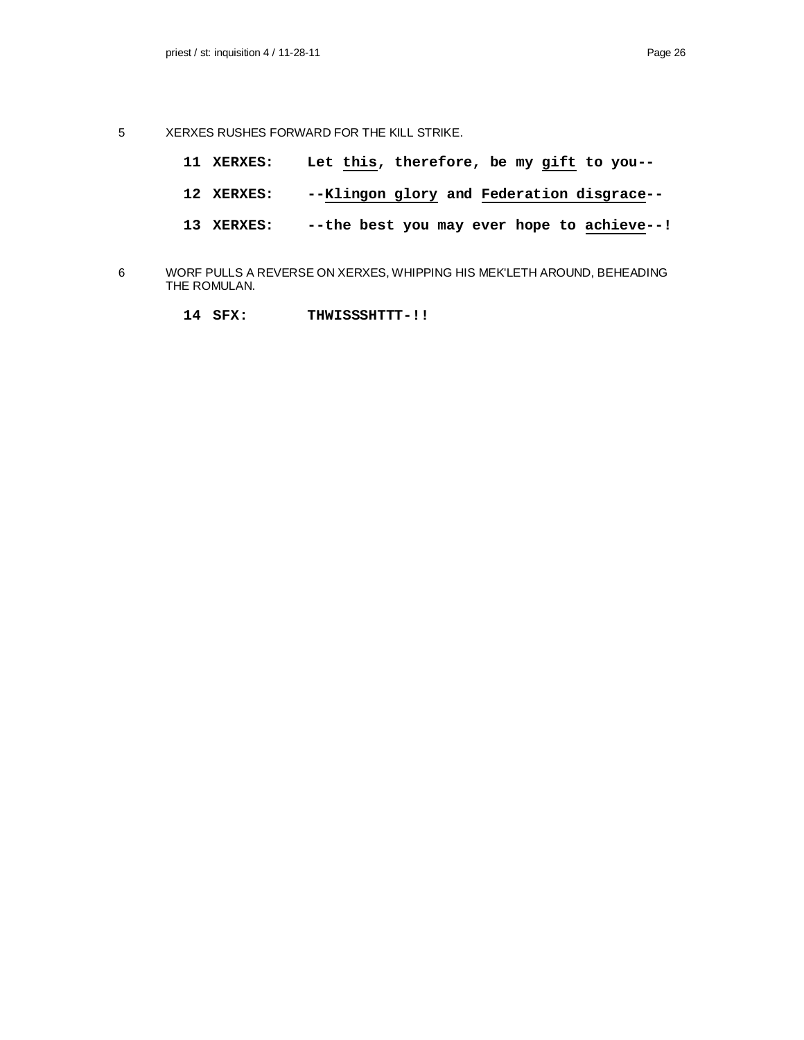5 XERXES RUSHES FORWARD FOR THE KILL STRIKE.

**11 XERXES: Let <u>this</u>, therefore, be my <u>gift</u> to you--**

**12 XERXES: --<u>Klingon glory</u> and <u>Federation disgrace</u>--**

**13 XERXES: --the best you may ever hope to <u>achieve</u>--!**

6 WORF PULLS A REVERSE ON XERXES, WHIPPING HIS MEK'LETH AROUND, BEHEADING THE ROMULAN.

**14 SFX: THWISSSHTTT-!!**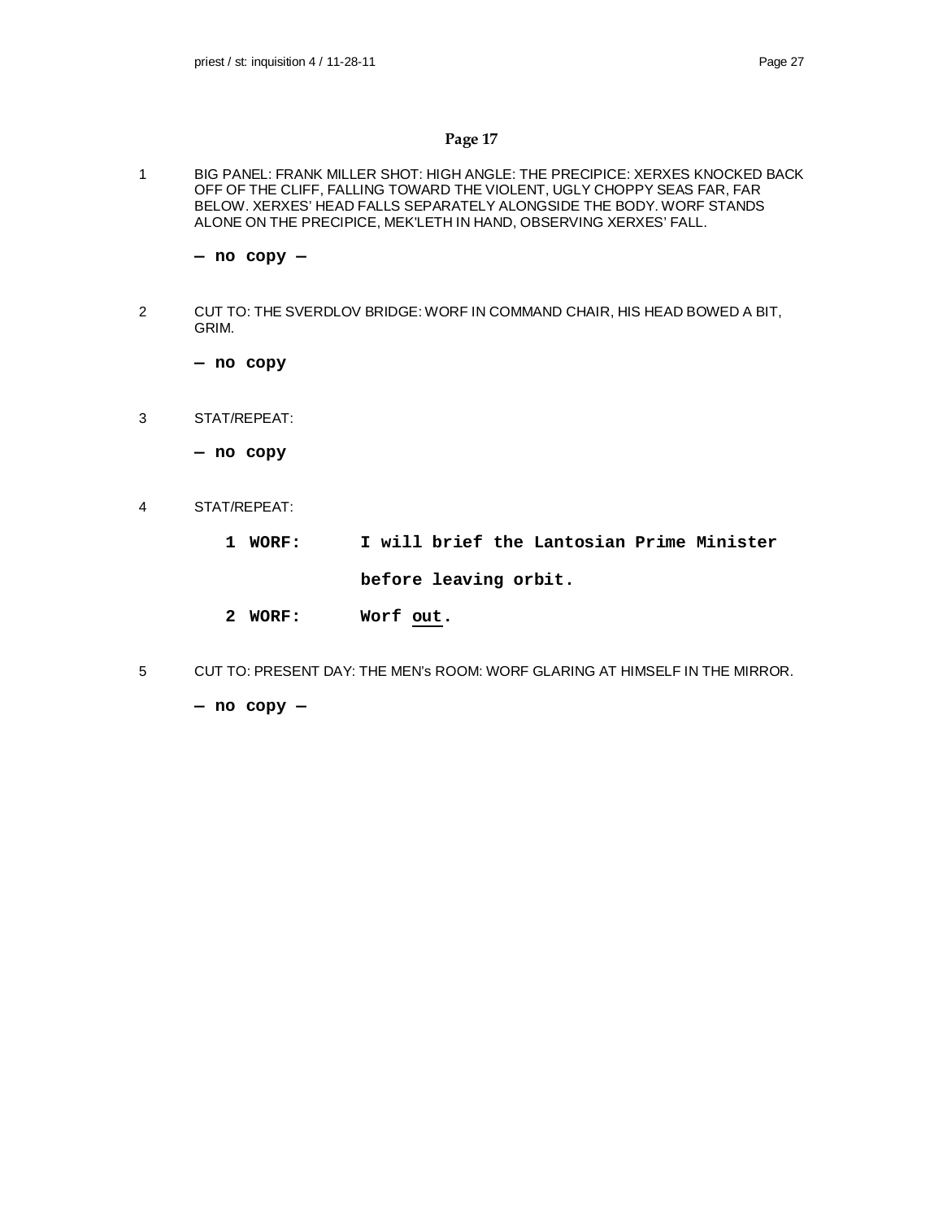## Page 17

1 BIG PANEL: FRANK MILLER SHOT: HIGH ANGLE: THE PRECIPICE: XERXES KNOCKED BACK OFF OF THE CLIFF, FALLING TOWARD THE VIOLENT, UGLY CHOPPY SEAS FAR, FAR BELOW. XERXES' HEAD FALLS SEPARATELY ALONGSIDE THE BODY. WORF STANDS ALONE ON THE PRECIPICE, MEK'LETH IN HAND, OBSERVING XERXES' FALL.

**— no copy —**

2 CUT TO: THE SVERDLOV BRIDGE: WORF IN COMMAND CHAIR, HIS HEAD BOWED A BIT, GRIM.

**— no copy**

3 STAT/REPEAT:

**— no copy**

4 STAT/REPEAT:

**1 WORF:** **I will brief the Lantosian Prime Minister before leaving orbit.**

**2 WORF:** **Worf <u>out</u>.**

5 CUT TO: PRESENT DAY: THE MEN's ROOM: WORF GLARING AT HIMSELF IN THE MIRROR.

**— no copy —**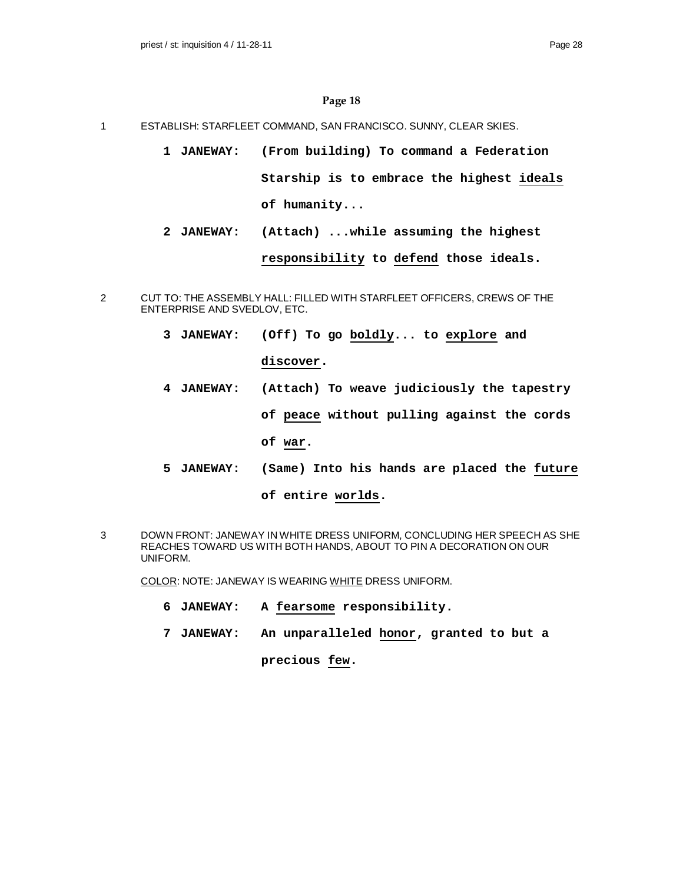## Page 18

1 ESTABLISH: STARFLEET COMMAND, SAN FRANCISCO. SUNNY, CLEAR SKIES.

**1 JANEWAY:** **(From building) To command a Federation Starship is to embrace the highest <u>ideals</u> of humanity...**

**2 JANEWAY:** **(Attach) ...while assuming the highest <u>responsibility</u> to <u>defend</u> those ideals.**

2 CUT TO: THE ASSEMBLY HALL: FILLED WITH STARFLEET OFFICERS, CREWS OF THE ENTERPRISE AND SVEDLOV, ETC.

**3 JANEWAY:** **(Off) To go <u>boldly</u>... to <u>explore</u> and <u>discover</u>.**

**4 JANEWAY:** **(Attach) To weave judiciously the tapestry of <u>peace</u> without pulling against the cords of <u>war</u>.**

**5 JANEWAY:** **(Same) Into his hands are placed the <u>future</u> of entire <u>worlds</u>.**

3 DOWN FRONT: JANEWAY IN WHITE DRESS UNIFORM, CONCLUDING HER SPEECH AS SHE REACHES TOWARD US WITH BOTH HANDS, ABOUT TO PIN A DECORATION ON OUR UNIFORM.

<u>COLOR</u>: NOTE: JANEWAY IS WEARING <u>WHITE</u> DRESS UNIFORM.

**6 JANEWAY:** **A <u>fearsome</u> responsibility.**

**7 JANEWAY:** **An unparalleled <u>honor</u>, granted to but a precious <u>few</u>.**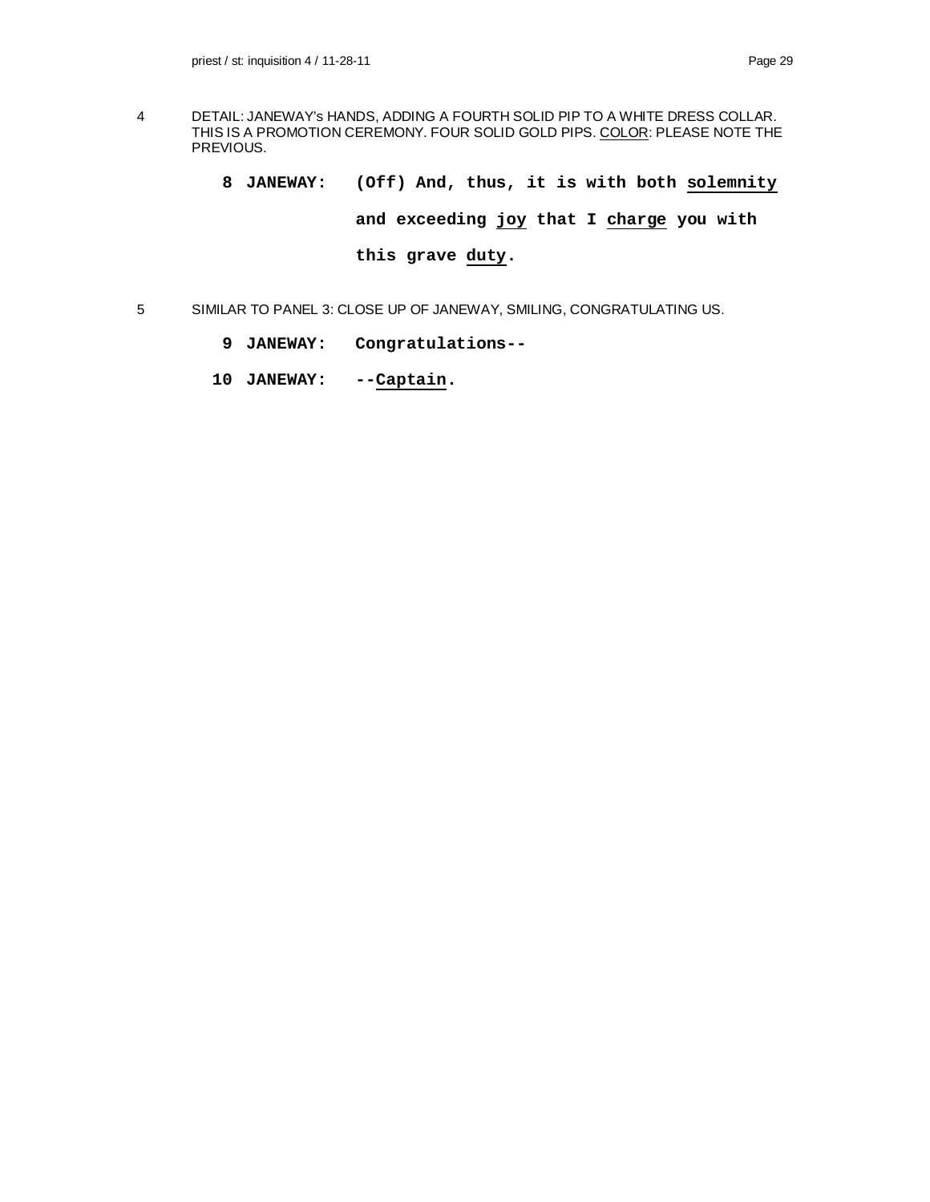4 DETAIL: JANEWAY's HANDS, ADDING A FOURTH SOLID PIP TO A WHITE DRESS COLLAR. THIS IS A PROMOTION CEREMONY. FOUR SOLID GOLD PIPS. <u>COLOR</u>: PLEASE NOTE THE PREVIOUS.

**8 JANEWAY: (Off) And, thus, it is with both <u>solemnity</u> and exceeding <u>joy</u> that I <u>charge</u> you with this grave <u>duty</u>.**

5 SIMILAR TO PANEL 3: CLOSE UP OF JANEWAY, SMILING, CONGRATULATING US.

**9 JANEWAY: Congratulations--**

**10 JANEWAY: --<u>Captain</u>.**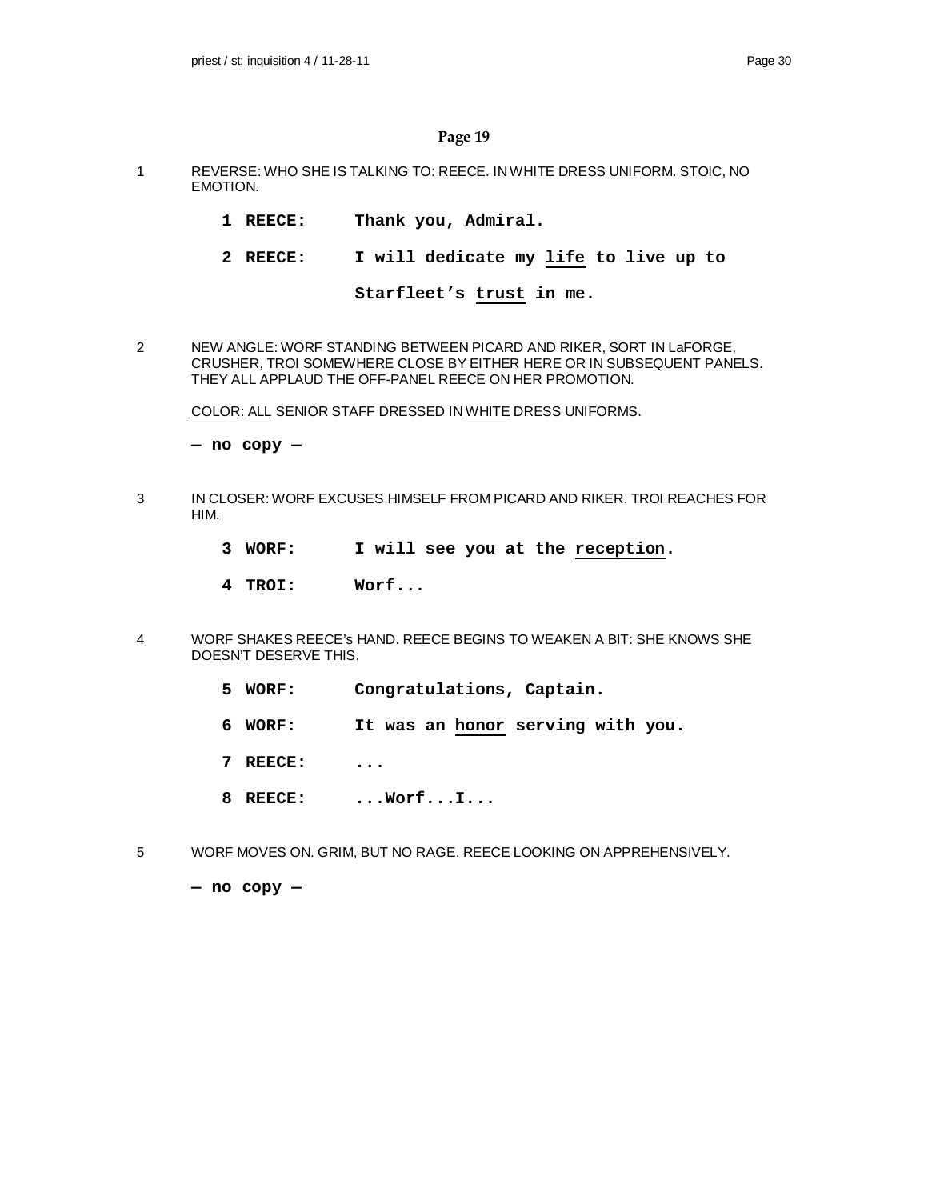## Page 19

1 REVERSE: WHO SHE IS TALKING TO: REECE. IN WHITE DRESS UNIFORM. STOIC, NO EMOTION.

**1 REECE: Thank you, Admiral.**

**2 REECE: I will dedicate my <u>life</u> to live up to Starfleet's <u>trust</u> in me.**

2 NEW ANGLE: WORF STANDING BETWEEN PICARD AND RIKER, SORT IN LaFORGE, CRUSHER, TROI SOMEWHERE CLOSE BY EITHER HERE OR IN SUBSEQUENT PANELS. THEY ALL APPLAUD THE OFF-PANEL REECE ON HER PROMOTION.

<u>COLOR</u>: <u>ALL</u> SENIOR STAFF DRESSED IN <u>WHITE</u> DRESS UNIFORMS.

**— no copy —**

3 IN CLOSER: WORF EXCUSES HIMSELF FROM PICARD AND RIKER. TROI REACHES FOR HIM.

**3 WORF: I will see you at the <u>reception</u>.**

**4 TROI: Worf...**

4 WORF SHAKES REECE's HAND. REECE BEGINS TO WEAKEN A BIT: SHE KNOWS SHE DOESN'T DESERVE THIS.

**5 WORF: Congratulations, Captain.**

**6 WORF: It was an <u>honor</u> serving with you.**

**7 REECE: ...**

**8 REECE: ...Worf...I...**

5 WORF MOVES ON. GRIM, BUT NO RAGE. REECE LOOKING ON APPREHENSIVELY.

**— no copy —**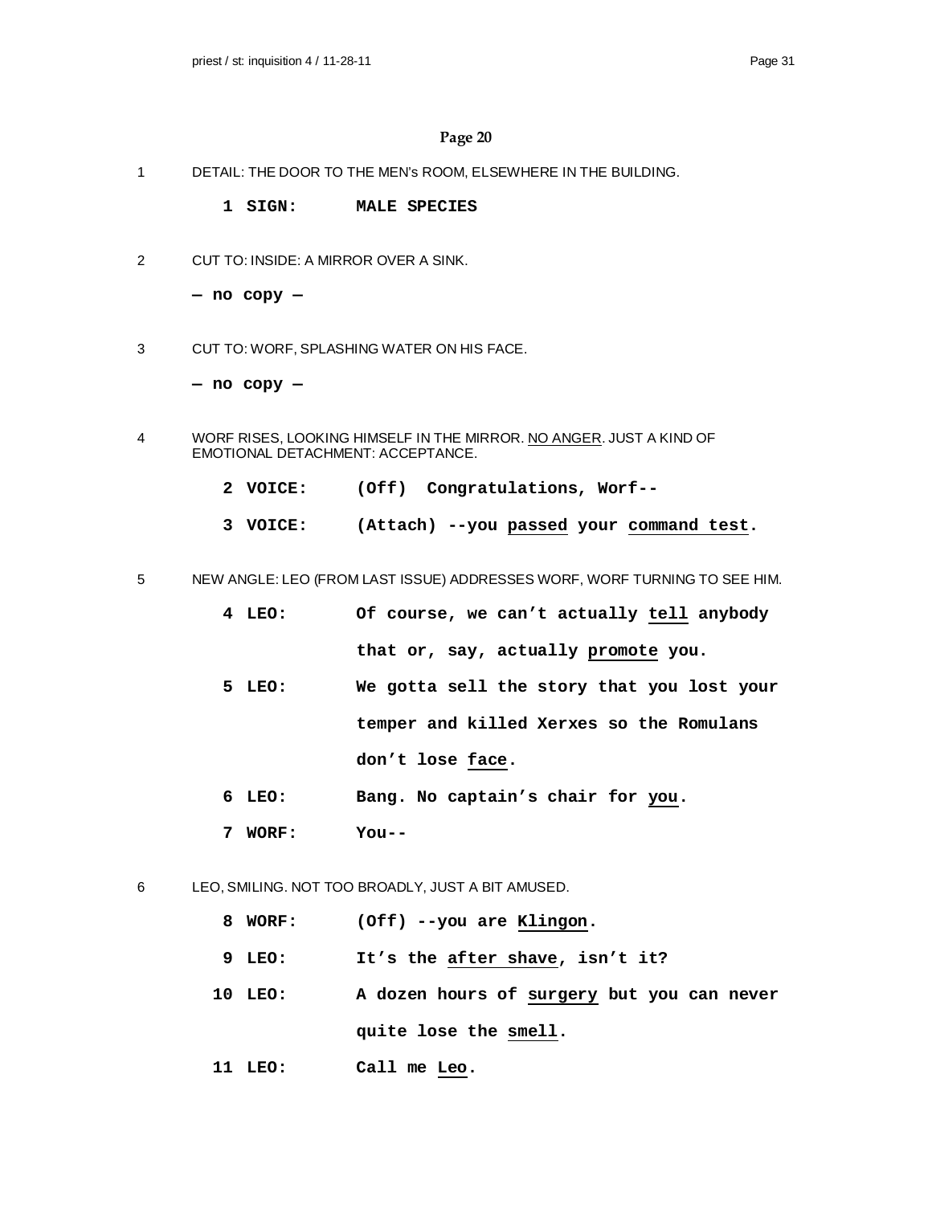## Page 20

1 DETAIL: THE DOOR TO THE MEN's ROOM, ELSEWHERE IN THE BUILDING.

**1 SIGN: MALE SPECIES**

2 CUT TO: INSIDE: A MIRROR OVER A SINK.

**— no copy —**

3 CUT TO: WORF, SPLASHING WATER ON HIS FACE.

**— no copy —**

4 WORF RISES, LOOKING HIMSELF IN THE MIRROR. <u>NO ANGER</u>. JUST A KIND OF EMOTIONAL DETACHMENT: ACCEPTANCE.

**2 VOICE: (Off) Congratulations, Worf--**

**3 VOICE: (Attach) --you <u>passed</u> your <u>command test</u>.**

5 NEW ANGLE: LEO (FROM LAST ISSUE) ADDRESSES WORF, WORF TURNING TO SEE HIM.

**4 LEO: Of course, we can't actually <u>tell</u> anybody that or, say, actually <u>promote</u> you.**

**5 LEO: We gotta sell the story that you lost your temper and killed Xerxes so the Romulans don't lose <u>face</u>.**

**6 LEO: Bang. No captain's chair for <u>you</u>.**

**7 WORF: You--**

6 LEO, SMILING. NOT TOO BROADLY, JUST A BIT AMUSED.

**8 WORF: (Off) --you are <u>Klingon</u>.**

**9 LEO: It's the <u>after shave</u>, isn't it?**

**10 LEO: A dozen hours of <u>surgery</u> but you can never quite lose the <u>smell</u>.**

**11 LEO: Call me <u>Leo</u>.**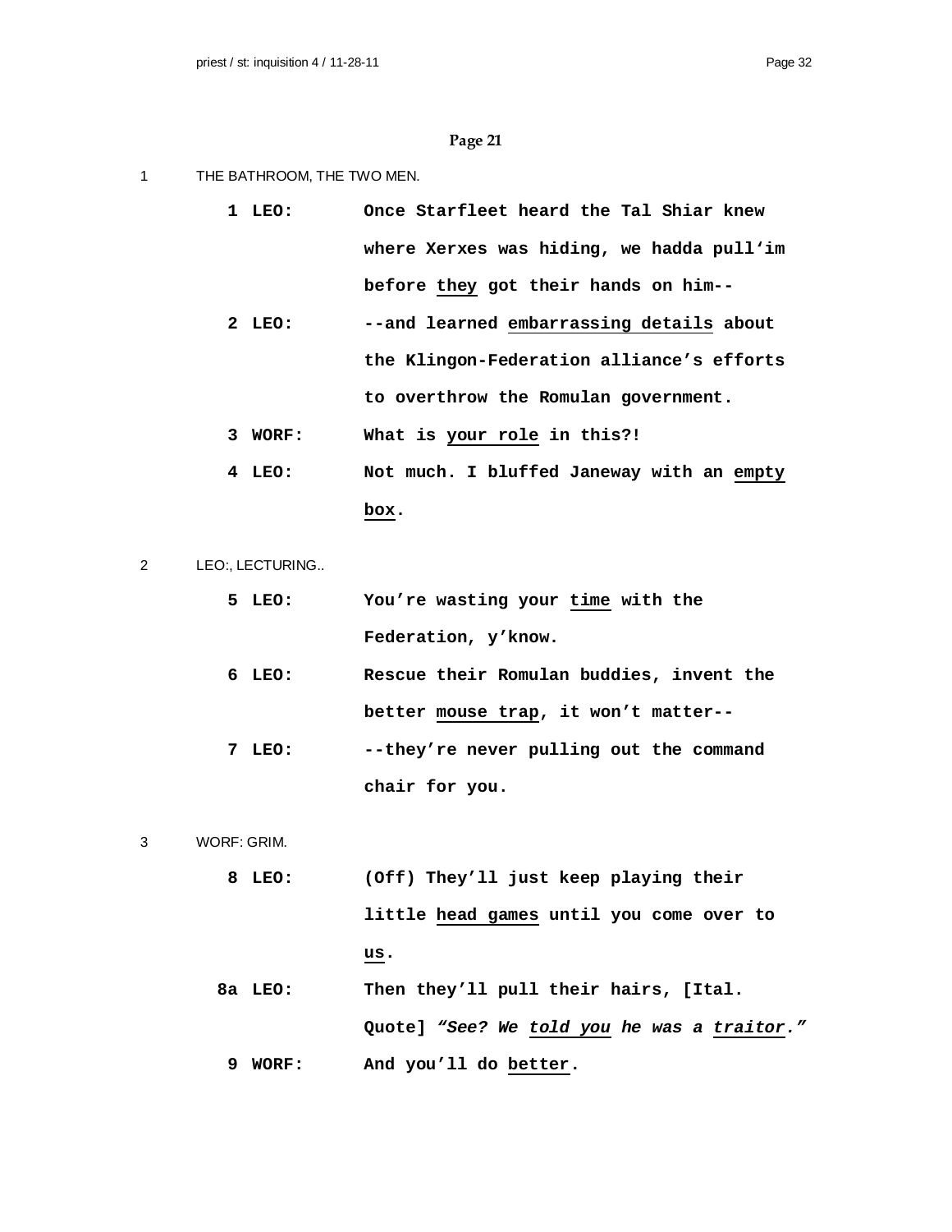## Page 21

1 THE BATHROOM, THE TWO MEN.

**1 LEO:** **Once Starfleet heard the Tal Shiar knew where Xerxes was hiding, we hadda pull'im before <u>they</u> got their hands on him--**

**2 LEO:** **--and learned <u>embarrassing details</u> about the Klingon-Federation alliance's efforts to overthrow the Romulan government.**

**3 WORF:** **What is <u>your role</u> in this?!**

**4 LEO:** **Not much. I bluffed Janeway with an <u>empty box</u>.**

2 LEO:, LECTURING..

**5 LEO:** **You're wasting your <u>time</u> with the Federation, y'know.**

**6 LEO:** **Rescue their Romulan buddies, invent the better <u>mouse trap</u>, it won't matter--**

**7 LEO:** **--they're never pulling out the command chair for you.**

3 WORF: GRIM.

**8 LEO:** **(Off) They'll just keep playing their little <u>head games</u> until you come over to <u>us</u>.**

**8a LEO:** **Then they'll pull their hairs, [Ital. Quote] *"See? We <u>told you</u> he was a <u>traitor</u>."***

**9 WORF:** **And you'll do <u>better</u>.**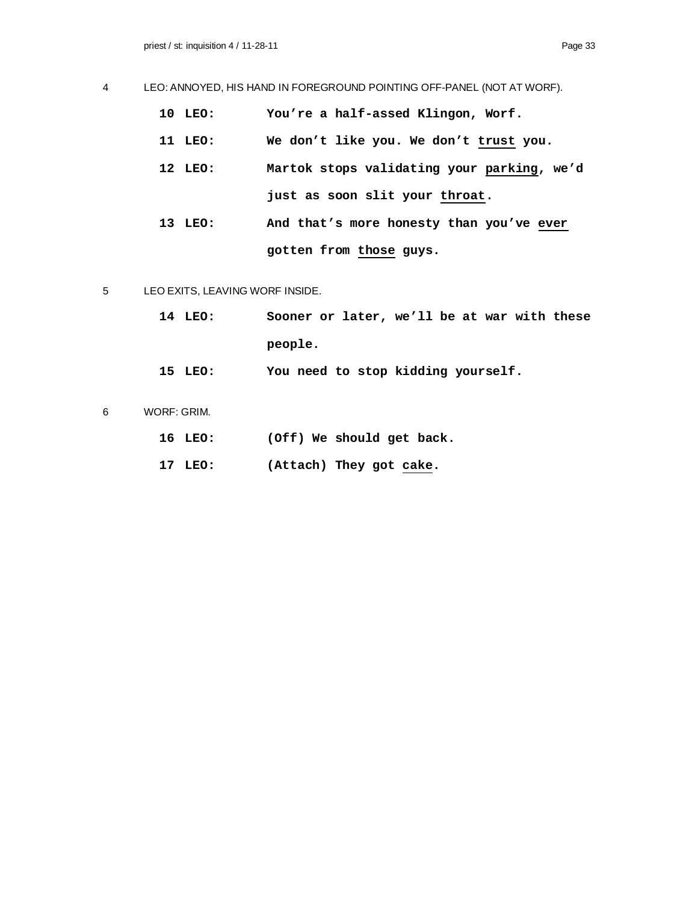4 LEO: ANNOYED, HIS HAND IN FOREGROUND POINTING OFF-PANEL (NOT AT WORF).

**10 LEO:** **You're a half-assed Klingon, Worf.**

**11 LEO:** **We don't like you. We don't <u>trust</u> you.**

**12 LEO:** **Martok stops validating your <u>parking</u>, we'd just as soon slit your <u>throat</u>.**

**13 LEO:** **And that's more honesty than you've <u>ever</u> gotten from <u>those</u> guys.**

5 LEO EXITS, LEAVING WORF INSIDE.

**14 LEO:** **Sooner or later, we'll be at war with these people.**

**15 LEO:** **You need to stop kidding yourself.**

6 WORF: GRIM.

**16 LEO:** **(Off) We should get back.**

**17 LEO:** **(Attach) They got <u>cake</u>.**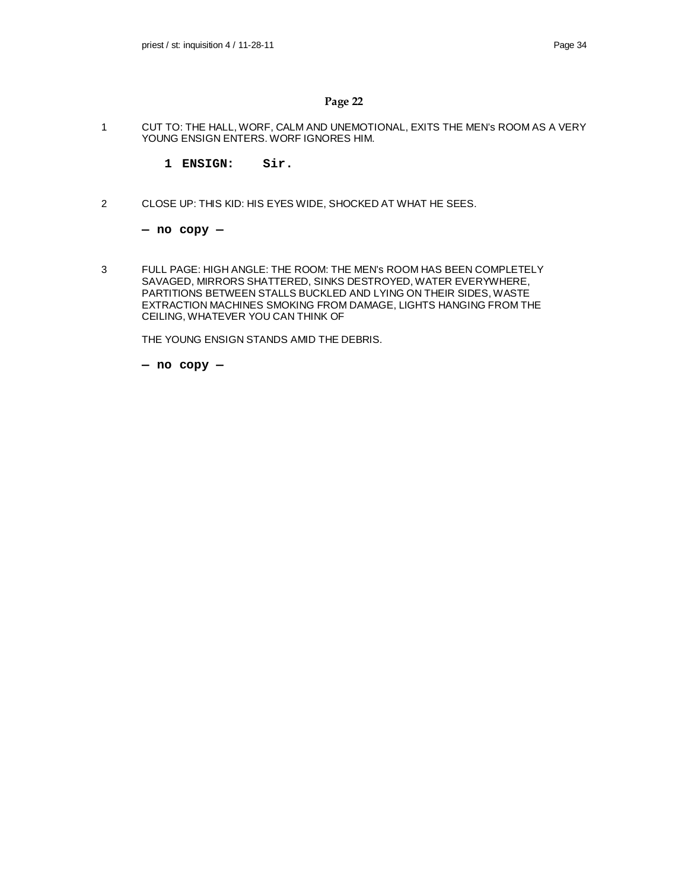## Page 22

1 CUT TO: THE HALL, WORF, CALM AND UNEMOTIONAL, EXITS THE MEN's ROOM AS A VERY YOUNG ENSIGN ENTERS. WORF IGNORES HIM.

**1 ENSIGN: Sir.**

2 CLOSE UP: THIS KID: HIS EYES WIDE, SHOCKED AT WHAT HE SEES.

**— no copy —**

3 FULL PAGE: HIGH ANGLE: THE ROOM: THE MEN's ROOM HAS BEEN COMPLETELY SAVAGED, MIRRORS SHATTERED, SINKS DESTROYED, WATER EVERYWHERE, PARTITIONS BETWEEN STALLS BUCKLED AND LYING ON THEIR SIDES, WASTE EXTRACTION MACHINES SMOKING FROM DAMAGE, LIGHTS HANGING FROM THE CEILING, WHATEVER YOU CAN THINK OF

THE YOUNG ENSIGN STANDS AMID THE DEBRIS.

**— no copy —**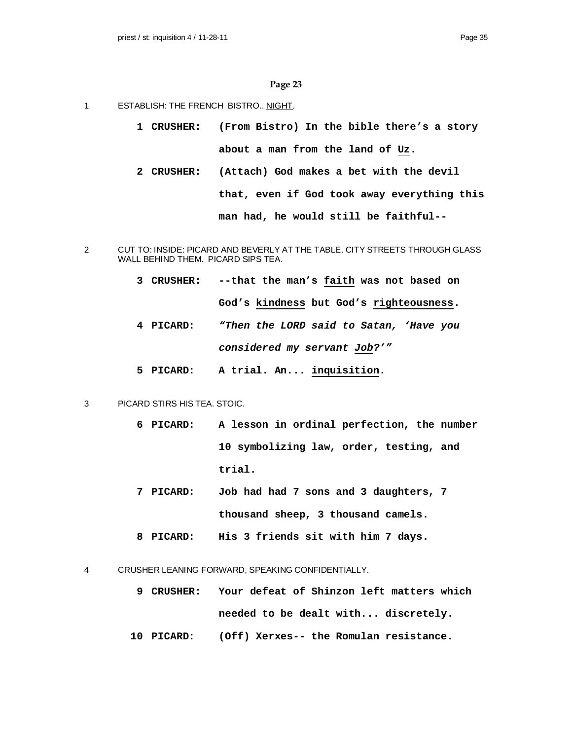## Page 23

1 ESTABLISH: THE FRENCH BISTRO.. NIGHT.

**1 CRUSHER:** **(From Bistro) In the bible there's a story about a man from the land of Uz.**

**2 CRUSHER:** **(Attach) God makes a bet with the devil that, even if God took away everything this man had, he would still be faithful--**

2 CUT TO: INSIDE: PICARD AND BEVERLY AT THE TABLE. CITY STREETS THROUGH GLASS WALL BEHIND THEM. PICARD SIPS TEA.

**3 CRUSHER:** **--that the man's faith was not based on God's kindness but God's righteousness.**

**4 PICARD:** ***"Then the LORD said to Satan, 'Have you considered my servant Job?'"***

**5 PICARD:** **A trial. An... inquisition.**

3 PICARD STIRS HIS TEA. STOIC.

**6 PICARD:** **A lesson in ordinal perfection, the number 10 symbolizing law, order, testing, and trial.**

**7 PICARD:** **Job had had 7 sons and 3 daughters, 7 thousand sheep, 3 thousand camels.**

**8 PICARD:** **His 3 friends sit with him 7 days.**

4 CRUSHER LEANING FORWARD, SPEAKING CONFIDENTIALLY.

**9 CRUSHER:** **Your defeat of Shinzon left matters which needed to be dealt with... discretely.**

**10 PICARD:** **(Off) Xerxes-- the Romulan resistance.**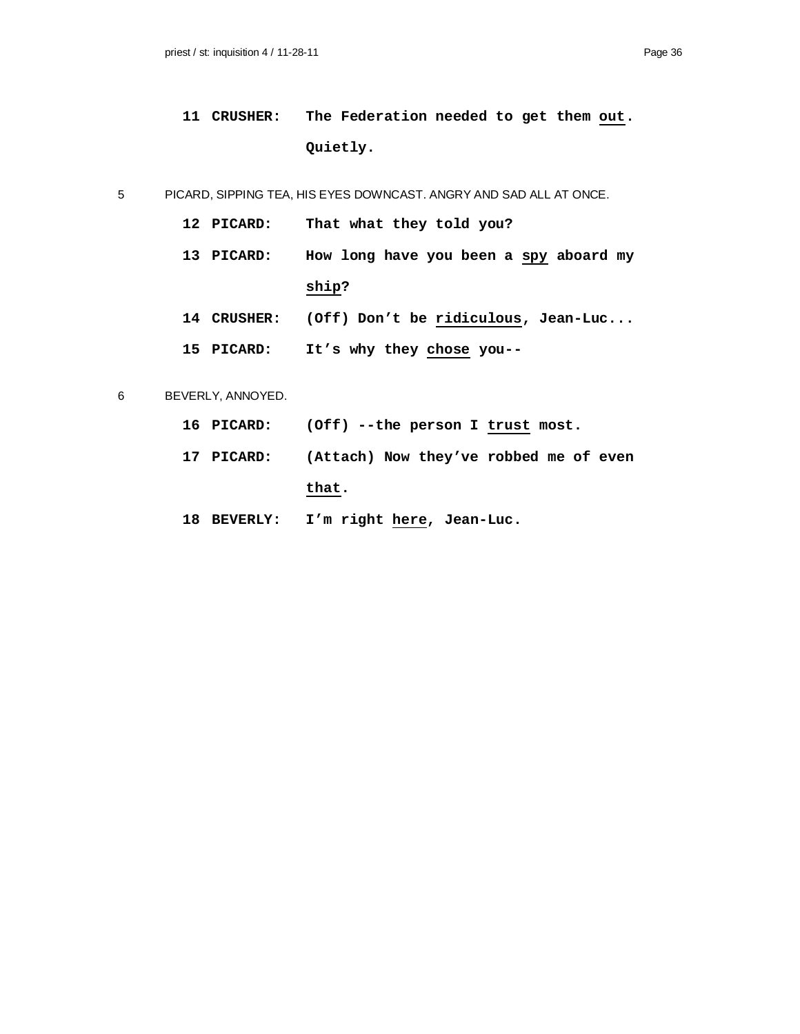**11 CRUSHER:** **The Federation needed to get them <u>out</u>. Quietly.**

5 PICARD, SIPPING TEA, HIS EYES DOWNCAST. ANGRY AND SAD ALL AT ONCE.

**12 PICARD:** **That what they told you?**

**13 PICARD:** **How long have you been a <u>spy</u> aboard my <u>ship</u>?**

**14 CRUSHER:** **(Off) Don't be <u>ridiculous</u>, Jean-Luc...**

**15 PICARD:** **It's why they <u>chose</u> you--**

6 BEVERLY, ANNOYED.

**16 PICARD:** **(Off) --the person I <u>trust</u> most.**

**17 PICARD:** **(Attach) Now they've robbed me of even <u>that</u>.**

**18 BEVERLY:** **I'm right <u>here</u>, Jean-Luc.**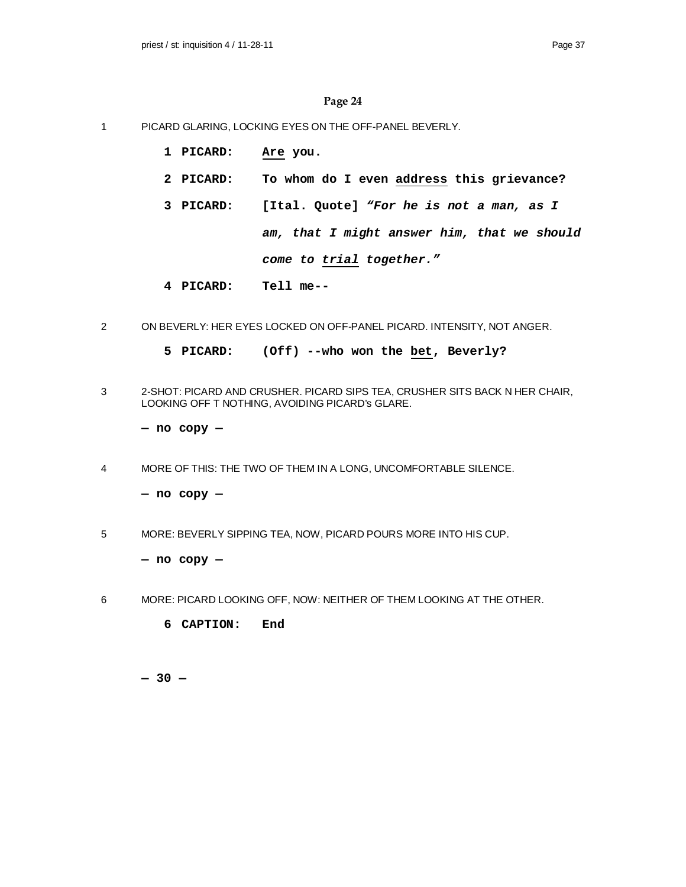## Page 24

1 PICARD GLARING, LOCKING EYES ON THE OFF-PANEL BEVERLY.

**1 PICARD:** **<u>Are</u> you.**

**2 PICARD:** **To whom do I even <u>address</u> this grievance?**

**3 PICARD:** **[Ital. Quote] *"For he is not a man, as I am, that I might answer him, that we should come to <u>trial</u> together."***

**4 PICARD:** **Tell me--**

2 ON BEVERLY: HER EYES LOCKED ON OFF-PANEL PICARD. INTENSITY, NOT ANGER.

**5 PICARD:** **(Off) --who won the <u>bet</u>, Beverly?**

3 2-SHOT: PICARD AND CRUSHER. PICARD SIPS TEA, CRUSHER SITS BACK N HER CHAIR, LOOKING OFF T NOTHING, AVOIDING PICARD's GLARE.

**— no copy —**

4 MORE OF THIS: THE TWO OF THEM IN A LONG, UNCOMFORTABLE SILENCE.

**— no copy —**

5 MORE: BEVERLY SIPPING TEA, NOW, PICARD POURS MORE INTO HIS CUP.

**— no copy —**

6 MORE: PICARD LOOKING OFF, NOW: NEITHER OF THEM LOOKING AT THE OTHER.

**6 CAPTION:** **End**

**— 30 —**